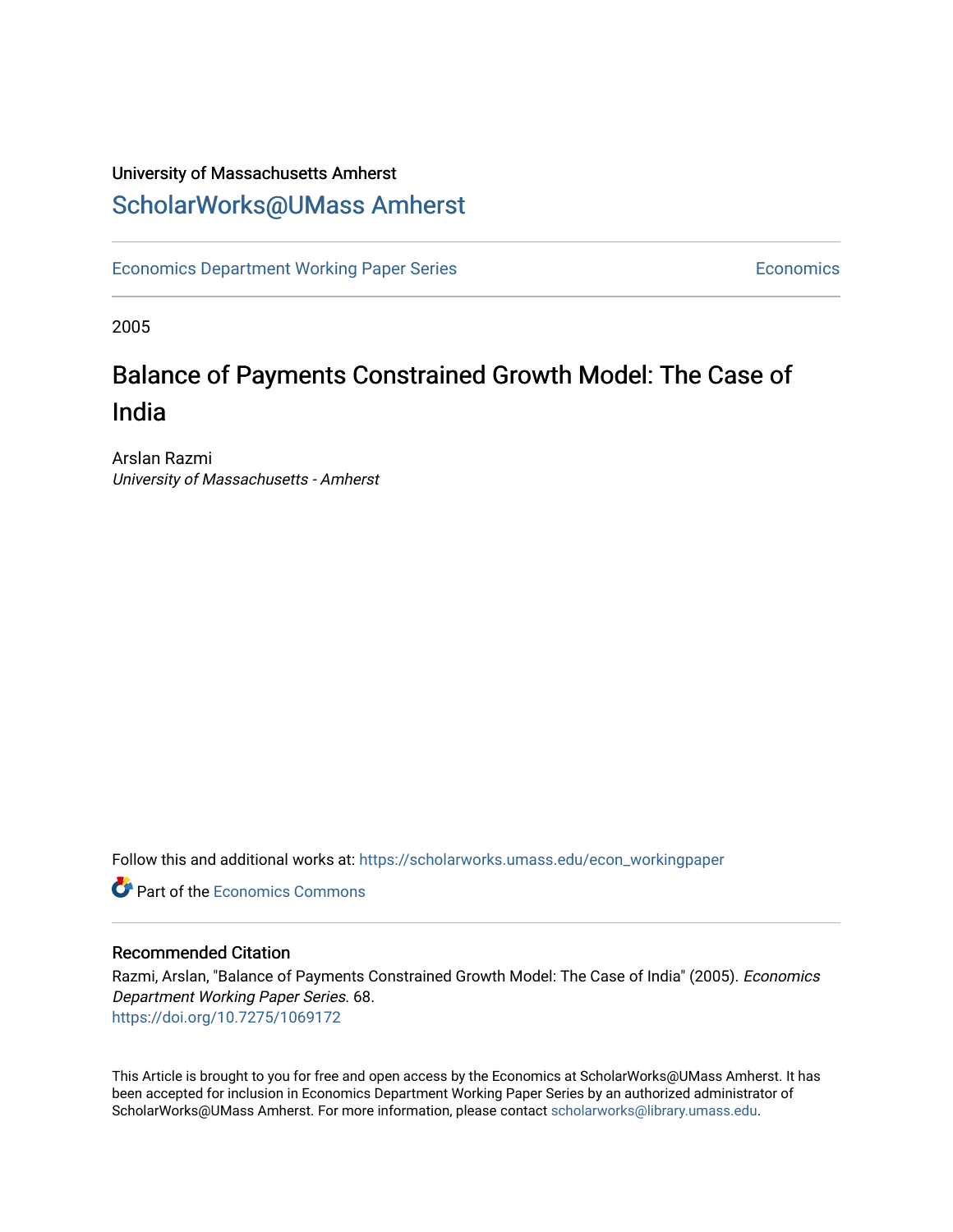University of Massachusetts Amherst

# ScholarWorks@UMass Amherst

Economics Department Working Paper Series | Economics

2005

# Balance of Payments Constrained Growth Model: The Case of India

Arslan Razmi
*University of Massachusetts - Amherst*

Follow this and additional works at: https://scholarworks.umass.edu/econ_workingpaper

Part of the Economics Commons

## Recommended Citation

Razmi, Arslan, "Balance of Payments Constrained Growth Model: The Case of India" (2005). *Economics Department Working Paper Series*. 68.
https://doi.org/10.7275/1069172

This Article is brought to you for free and open access by the Economics at ScholarWorks@UMass Amherst. It has been accepted for inclusion in Economics Department Working Paper Series by an authorized administrator of ScholarWorks@UMass Amherst. For more information, please contact scholarworks@library.umass.edu.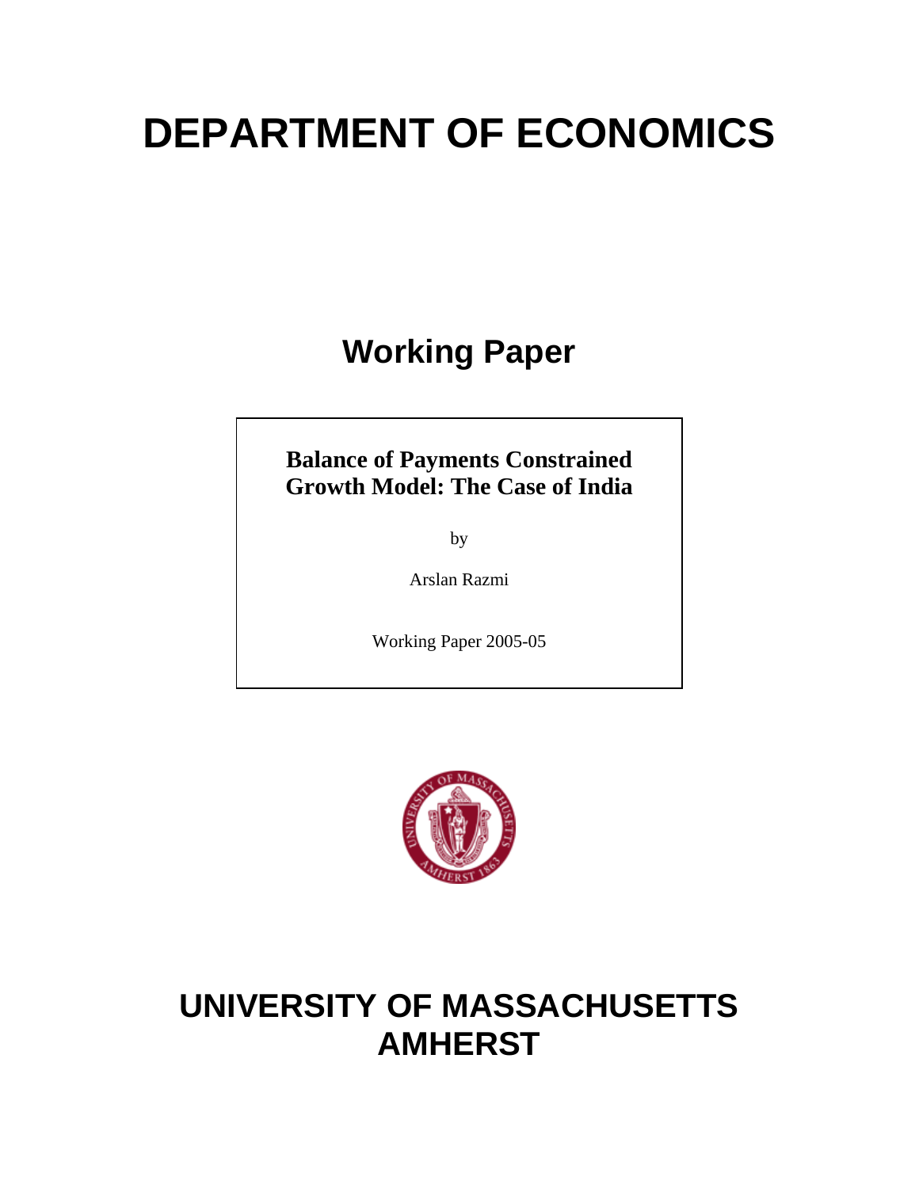# DEPARTMENT OF ECONOMICS

## Working Paper

**Balance of Payments Constrained Growth Model: The Case of India**

by

Arslan Razmi

Working Paper 2005-05

# UNIVERSITY OF MASSACHUSETTS AMHERST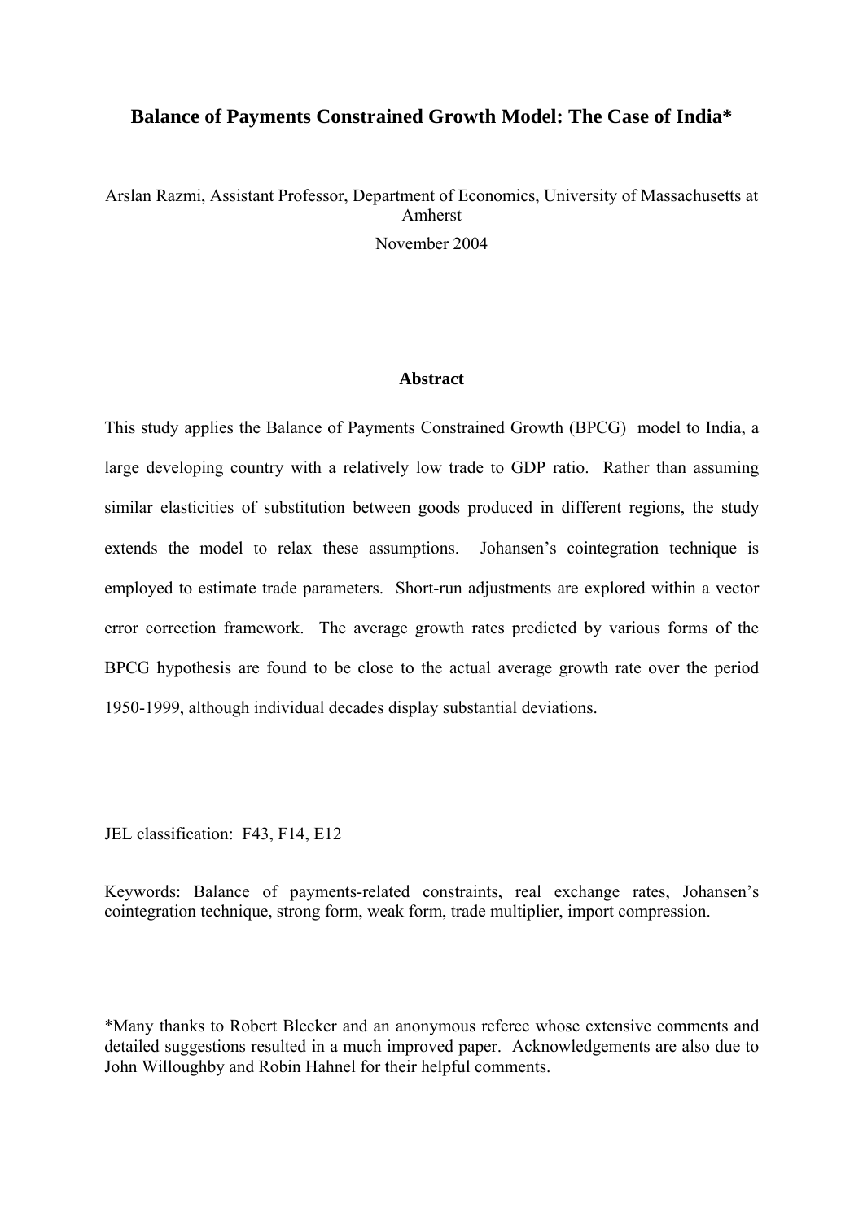# Balance of Payments Constrained Growth Model: The Case of India*

Arslan Razmi, Assistant Professor, Department of Economics, University of Massachusetts at Amherst

November 2004

### Abstract

This study applies the Balance of Payments Constrained Growth (BPCG) model to India, a large developing country with a relatively low trade to GDP ratio. Rather than assuming similar elasticities of substitution between goods produced in different regions, the study extends the model to relax these assumptions. Johansen's cointegration technique is employed to estimate trade parameters. Short-run adjustments are explored within a vector error correction framework. The average growth rates predicted by various forms of the BPCG hypothesis are found to be close to the actual average growth rate over the period 1950-1999, although individual decades display substantial deviations.

JEL classification: F43, F14, E12

Keywords: Balance of payments-related constraints, real exchange rates, Johansen's cointegration technique, strong form, weak form, trade multiplier, import compression.

*Many thanks to Robert Blecker and an anonymous referee whose extensive comments and detailed suggestions resulted in a much improved paper. Acknowledgements are also due to John Willoughby and Robin Hahnel for their helpful comments.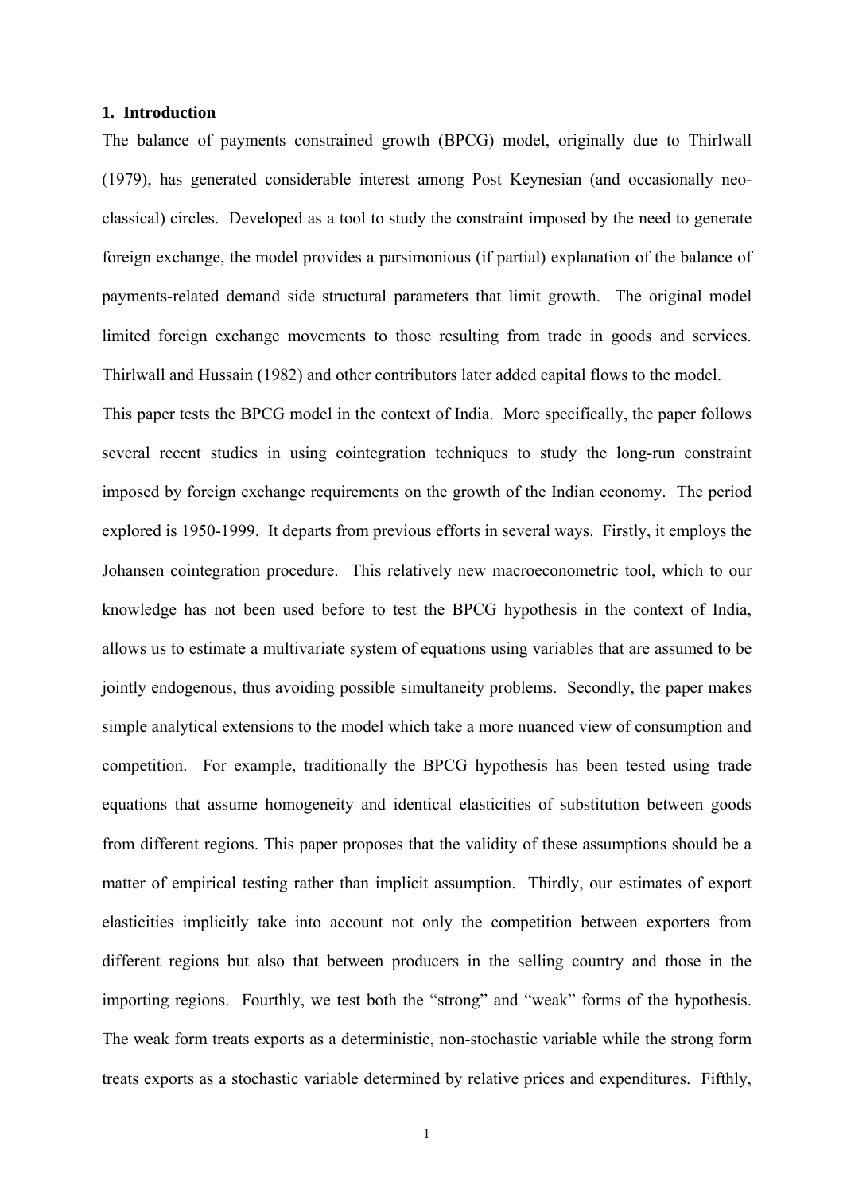## 1. Introduction

The balance of payments constrained growth (BPCG) model, originally due to Thirlwall (1979), has generated considerable interest among Post Keynesian (and occasionally neo-classical) circles. Developed as a tool to study the constraint imposed by the need to generate foreign exchange, the model provides a parsimonious (if partial) explanation of the balance of payments-related demand side structural parameters that limit growth. The original model limited foreign exchange movements to those resulting from trade in goods and services. Thirlwall and Hussain (1982) and other contributors later added capital flows to the model.

This paper tests the BPCG model in the context of India. More specifically, the paper follows several recent studies in using cointegration techniques to study the long-run constraint imposed by foreign exchange requirements on the growth of the Indian economy. The period explored is 1950-1999. It departs from previous efforts in several ways. Firstly, it employs the Johansen cointegration procedure. This relatively new macroeconometric tool, which to our knowledge has not been used before to test the BPCG hypothesis in the context of India, allows us to estimate a multivariate system of equations using variables that are assumed to be jointly endogenous, thus avoiding possible simultaneity problems. Secondly, the paper makes simple analytical extensions to the model which take a more nuanced view of consumption and competition. For example, traditionally the BPCG hypothesis has been tested using trade equations that assume homogeneity and identical elasticities of substitution between goods from different regions. This paper proposes that the validity of these assumptions should be a matter of empirical testing rather than implicit assumption. Thirdly, our estimates of export elasticities implicitly take into account not only the competition between exporters from different regions but also that between producers in the selling country and those in the importing regions. Fourthly, we test both the "strong" and "weak" forms of the hypothesis. The weak form treats exports as a deterministic, non-stochastic variable while the strong form treats exports as a stochastic variable determined by relative prices and expenditures. Fifthly,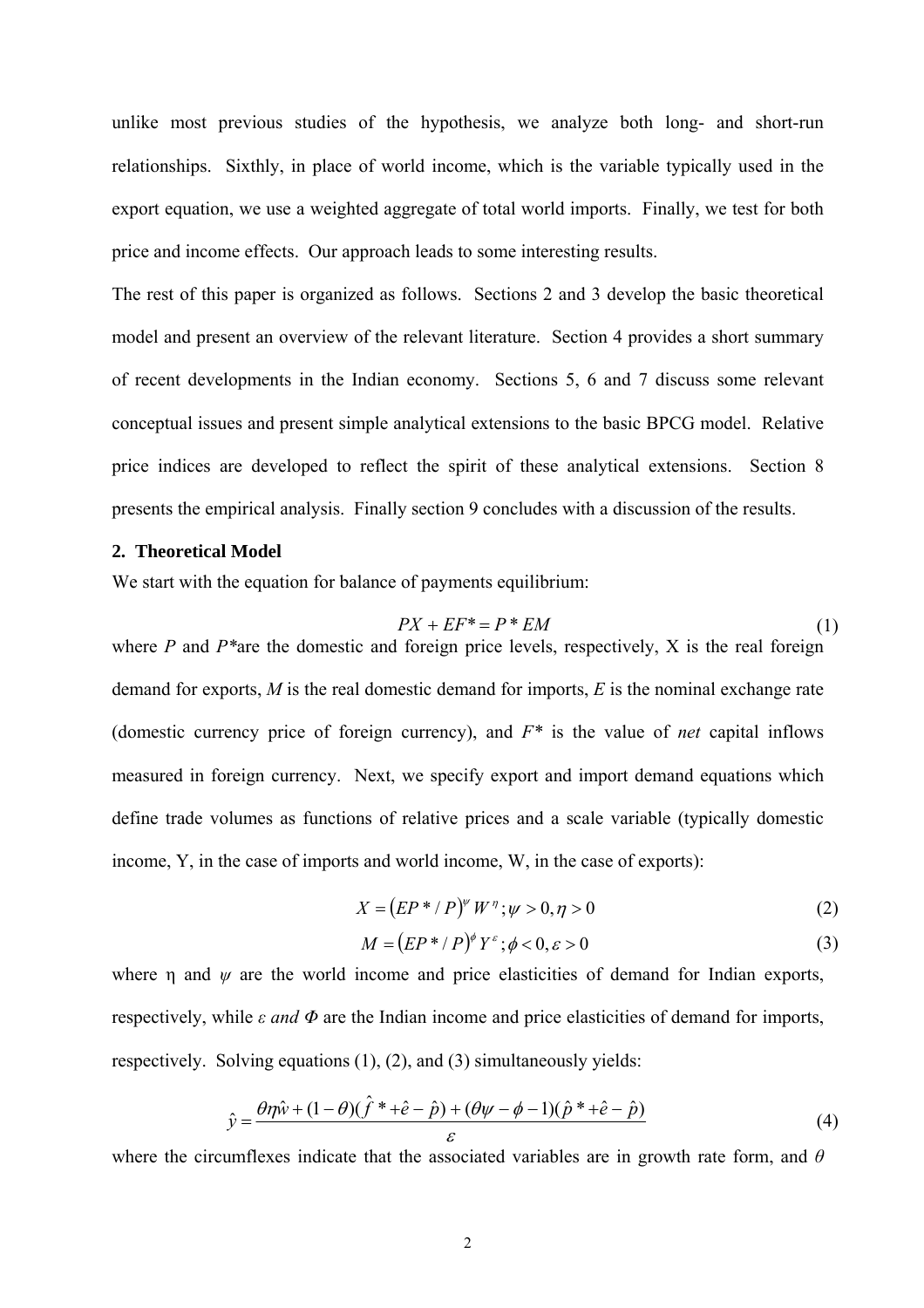unlike most previous studies of the hypothesis, we analyze both long- and short-run relationships. Sixthly, in place of world income, which is the variable typically used in the export equation, we use a weighted aggregate of total world imports. Finally, we test for both price and income effects. Our approach leads to some interesting results.

The rest of this paper is organized as follows. Sections 2 and 3 develop the basic theoretical model and present an overview of the relevant literature. Section 4 provides a short summary of recent developments in the Indian economy. Sections 5, 6 and 7 discuss some relevant conceptual issues and present simple analytical extensions to the basic BPCG model. Relative price indices are developed to reflect the spirit of these analytical extensions. Section 8 presents the empirical analysis. Finally section 9 concludes with a discussion of the results.

## 2. Theoretical Model

We start with the equation for balance of payments equilibrium:

$$PX + EF^* = P^*EM \tag{1}$$

where $P$ and $P^*$are the domestic and foreign price levels, respectively, X is the real foreign demand for exports, $M$ is the real domestic demand for imports, $E$ is the nominal exchange rate (domestic currency price of foreign currency), and $F^*$ is the value of *net* capital inflows measured in foreign currency. Next, we specify export and import demand equations which define trade volumes as functions of relative prices and a scale variable (typically domestic income, Y, in the case of imports and world income, W, in the case of exports):

$$X = \left(EP^*/P\right)^{\psi} W^{\eta}; \psi > 0, \eta > 0 \tag{2}$$

$$M = \left(EP^*/P\right)^{\phi} Y^{\varepsilon}; \phi < 0, \varepsilon > 0 \tag{3}$$

where η and $\psi$ are the world income and price elasticities of demand for Indian exports, respectively, while $\varepsilon$ *and* $\Phi$ are the Indian income and price elasticities of demand for imports, respectively. Solving equations (1), (2), and (3) simultaneously yields:

$$\hat{y} = \frac{\theta\eta\hat{w} + (1-\theta)(\hat{f}^* + \hat{e} - \hat{p}) + (\theta\psi - \phi - 1)(\hat{p}^* + \hat{e} - \hat{p})}{\varepsilon} \tag{4}$$

where the circumflexes indicate that the associated variables are in growth rate form, and $\theta$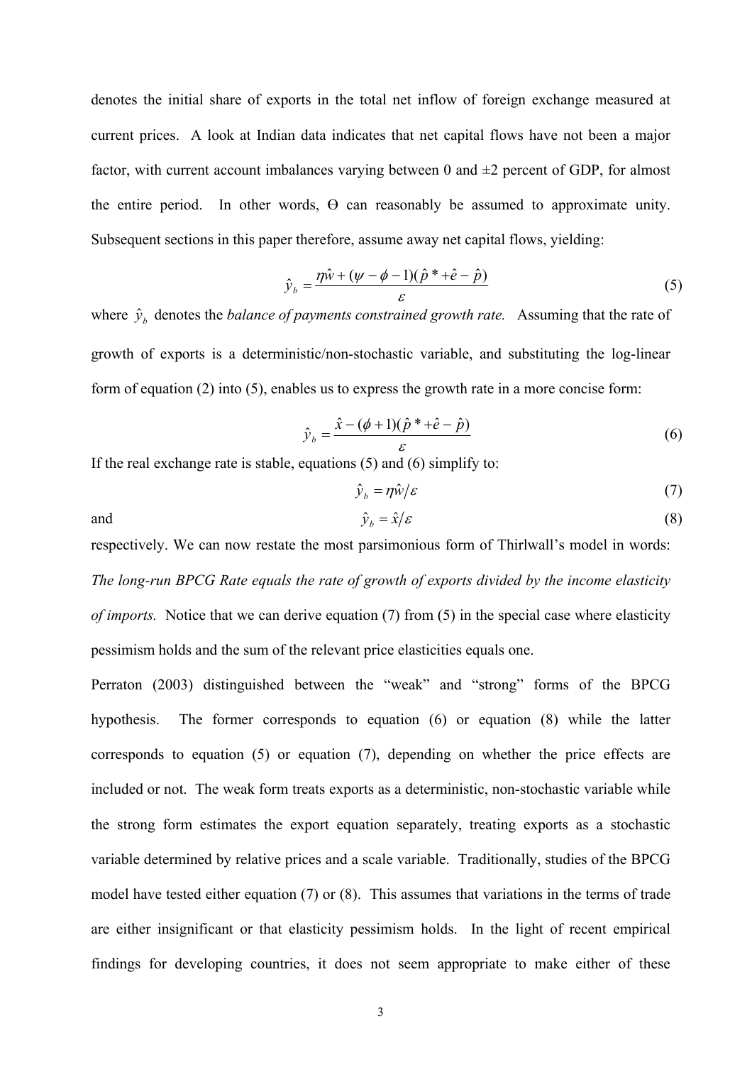denotes the initial share of exports in the total net inflow of foreign exchange measured at current prices. A look at Indian data indicates that net capital flows have not been a major factor, with current account imbalances varying between 0 and ±2 percent of GDP, for almost the entire period. In other words, $\Theta$ can reasonably be assumed to approximate unity. Subsequent sections in this paper therefore, assume away net capital flows, yielding:

$$\hat{y}_b = \frac{\eta \hat{w} + (\psi - \phi - 1)(\hat{p}^* + \hat{e} - \hat{p})}{\varepsilon} \tag{5}$$

where $\hat{y}_b$ denotes the *balance of payments constrained growth rate.* Assuming that the rate of growth of exports is a deterministic/non-stochastic variable, and substituting the log-linear form of equation (2) into (5), enables us to express the growth rate in a more concise form:

$$\hat{y}_b = \frac{\hat{x} - (\phi + 1)(\hat{p}^* + \hat{e} - \hat{p})}{\varepsilon} \tag{6}$$

If the real exchange rate is stable, equations (5) and (6) simplify to:

$$\hat{y}_b = \eta \hat{w} / \varepsilon \tag{7}$$

and

$$\hat{y}_b = \hat{x} / \varepsilon \tag{8}$$

respectively. We can now restate the most parsimonious form of Thirlwall's model in words: *The long-run BPCG Rate equals the rate of growth of exports divided by the income elasticity of imports.* Notice that we can derive equation (7) from (5) in the special case where elasticity pessimism holds and the sum of the relevant price elasticities equals one.

Perraton (2003) distinguished between the "weak" and "strong" forms of the BPCG hypothesis. The former corresponds to equation (6) or equation (8) while the latter corresponds to equation (5) or equation (7), depending on whether the price effects are included or not. The weak form treats exports as a deterministic, non-stochastic variable while the strong form estimates the export equation separately, treating exports as a stochastic variable determined by relative prices and a scale variable. Traditionally, studies of the BPCG model have tested either equation (7) or (8). This assumes that variations in the terms of trade are either insignificant or that elasticity pessimism holds. In the light of recent empirical findings for developing countries, it does not seem appropriate to make either of these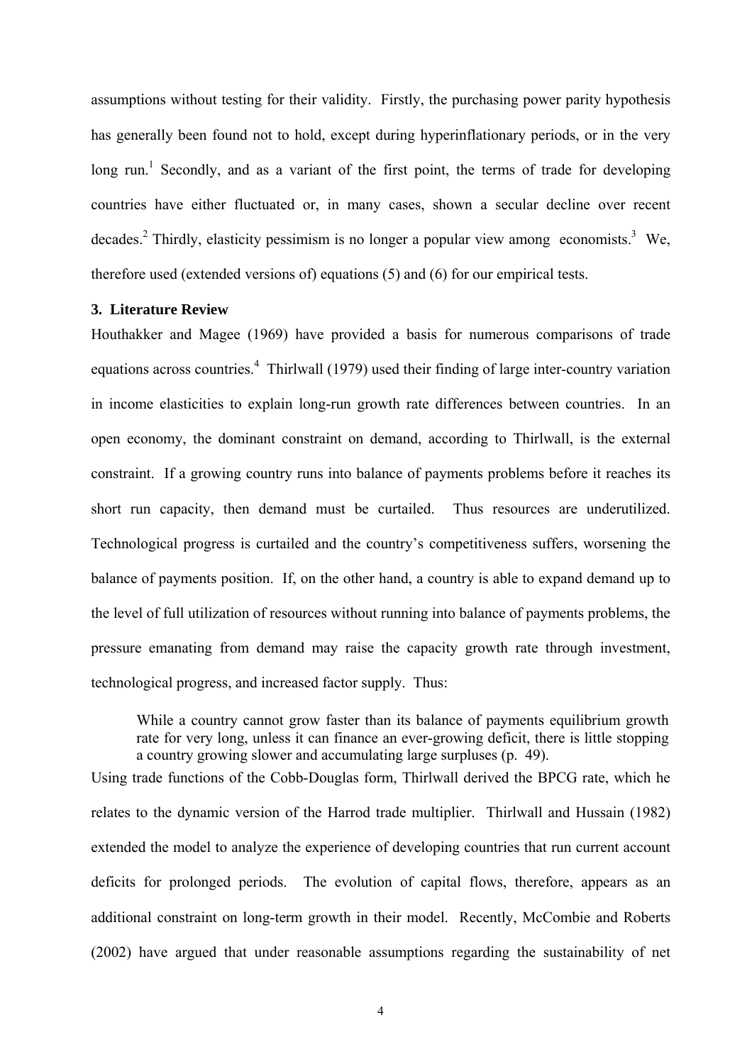assumptions without testing for their validity. Firstly, the purchasing power parity hypothesis has generally been found not to hold, except during hyperinflationary periods, or in the very long run.[1] Secondly, and as a variant of the first point, the terms of trade for developing countries have either fluctuated or, in many cases, shown a secular decline over recent decades.[2] Thirdly, elasticity pessimism is no longer a popular view among economists.[3] We, therefore used (extended versions of) equations (5) and (6) for our empirical tests.

### 3. Literature Review

Houthakker and Magee (1969) have provided a basis for numerous comparisons of trade equations across countries.[4] Thirlwall (1979) used their finding of large inter-country variation in income elasticities to explain long-run growth rate differences between countries. In an open economy, the dominant constraint on demand, according to Thirlwall, is the external constraint. If a growing country runs into balance of payments problems before it reaches its short run capacity, then demand must be curtailed. Thus resources are underutilized. Technological progress is curtailed and the country's competitiveness suffers, worsening the balance of payments position. If, on the other hand, a country is able to expand demand up to the level of full utilization of resources without running into balance of payments problems, the pressure emanating from demand may raise the capacity growth rate through investment, technological progress, and increased factor supply. Thus:

> While a country cannot grow faster than its balance of payments equilibrium growth rate for very long, unless it can finance an ever-growing deficit, there is little stopping a country growing slower and accumulating large surpluses (p. 49).

Using trade functions of the Cobb-Douglas form, Thirlwall derived the BPCG rate, which he relates to the dynamic version of the Harrod trade multiplier. Thirlwall and Hussain (1982) extended the model to analyze the experience of developing countries that run current account deficits for prolonged periods. The evolution of capital flows, therefore, appears as an additional constraint on long-term growth in their model. Recently, McCombie and Roberts (2002) have argued that under reasonable assumptions regarding the sustainability of net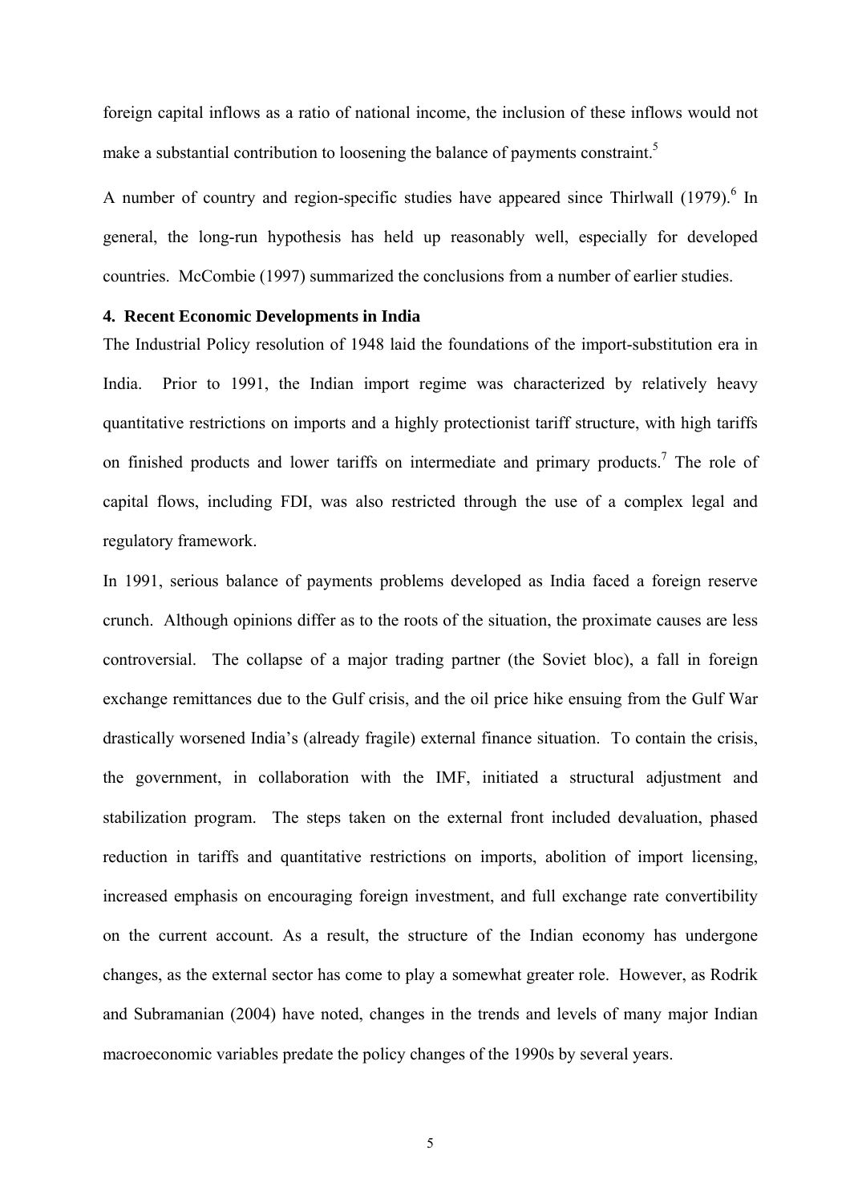foreign capital inflows as a ratio of national income, the inclusion of these inflows would not make a substantial contribution to loosening the balance of payments constraint.[5]

A number of country and region-specific studies have appeared since Thirlwall (1979).[6] In general, the long-run hypothesis has held up reasonably well, especially for developed countries. McCombie (1997) summarized the conclusions from a number of earlier studies.

## 4. Recent Economic Developments in India

The Industrial Policy resolution of 1948 laid the foundations of the import-substitution era in India. Prior to 1991, the Indian import regime was characterized by relatively heavy quantitative restrictions on imports and a highly protectionist tariff structure, with high tariffs on finished products and lower tariffs on intermediate and primary products.[7] The role of capital flows, including FDI, was also restricted through the use of a complex legal and regulatory framework.

In 1991, serious balance of payments problems developed as India faced a foreign reserve crunch. Although opinions differ as to the roots of the situation, the proximate causes are less controversial. The collapse of a major trading partner (the Soviet bloc), a fall in foreign exchange remittances due to the Gulf crisis, and the oil price hike ensuing from the Gulf War drastically worsened India's (already fragile) external finance situation. To contain the crisis, the government, in collaboration with the IMF, initiated a structural adjustment and stabilization program. The steps taken on the external front included devaluation, phased reduction in tariffs and quantitative restrictions on imports, abolition of import licensing, increased emphasis on encouraging foreign investment, and full exchange rate convertibility on the current account. As a result, the structure of the Indian economy has undergone changes, as the external sector has come to play a somewhat greater role. However, as Rodrik and Subramanian (2004) have noted, changes in the trends and levels of many major Indian macroeconomic variables predate the policy changes of the 1990s by several years.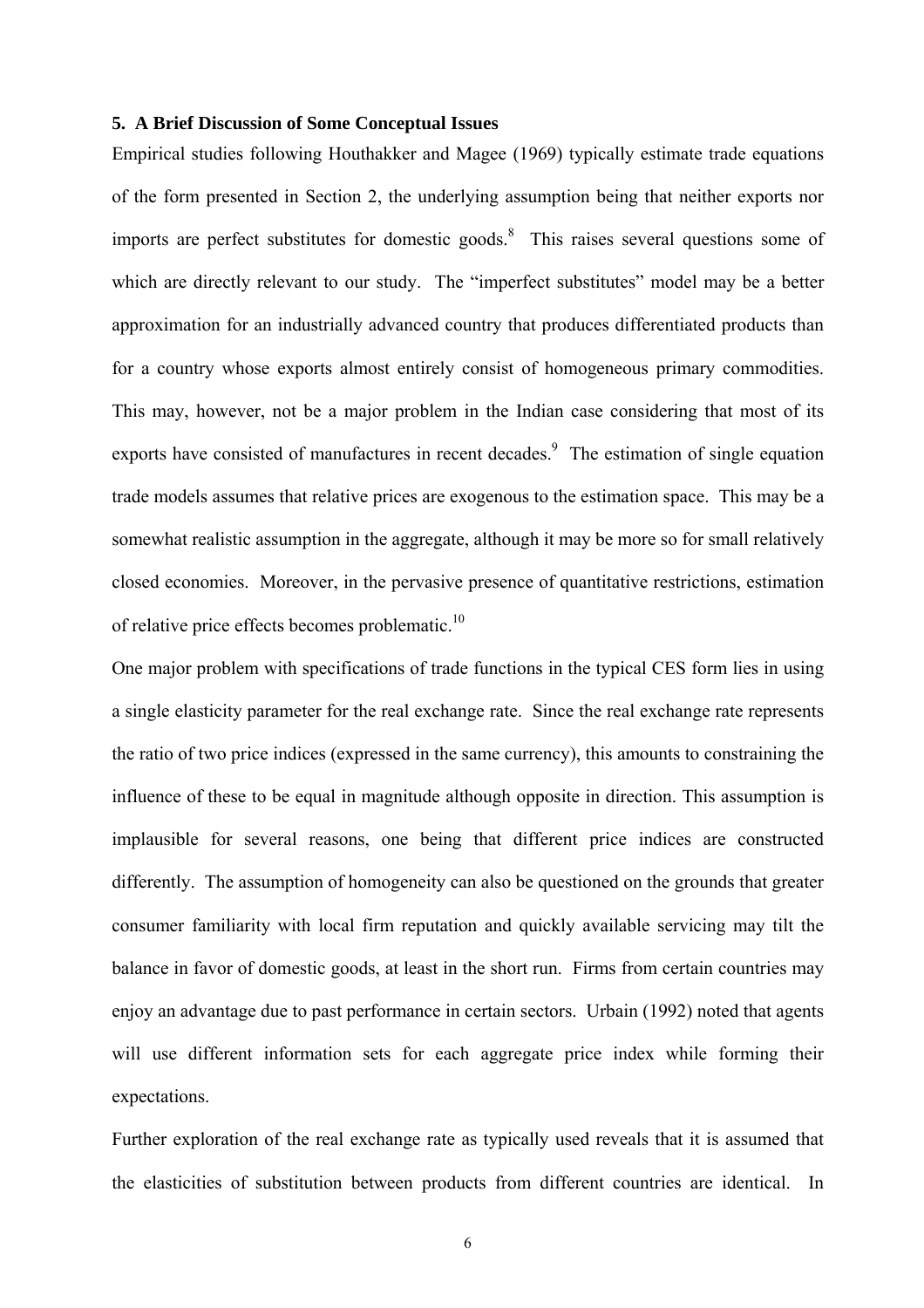### 5. A Brief Discussion of Some Conceptual Issues

Empirical studies following Houthakker and Magee (1969) typically estimate trade equations of the form presented in Section 2, the underlying assumption being that neither exports nor imports are perfect substitutes for domestic goods.[8] This raises several questions some of which are directly relevant to our study. The "imperfect substitutes" model may be a better approximation for an industrially advanced country that produces differentiated products than for a country whose exports almost entirely consist of homogeneous primary commodities. This may, however, not be a major problem in the Indian case considering that most of its exports have consisted of manufactures in recent decades.[9] The estimation of single equation trade models assumes that relative prices are exogenous to the estimation space. This may be a somewhat realistic assumption in the aggregate, although it may be more so for small relatively closed economies. Moreover, in the pervasive presence of quantitative restrictions, estimation of relative price effects becomes problematic.[10]

One major problem with specifications of trade functions in the typical CES form lies in using a single elasticity parameter for the real exchange rate. Since the real exchange rate represents the ratio of two price indices (expressed in the same currency), this amounts to constraining the influence of these to be equal in magnitude although opposite in direction. This assumption is implausible for several reasons, one being that different price indices are constructed differently. The assumption of homogeneity can also be questioned on the grounds that greater consumer familiarity with local firm reputation and quickly available servicing may tilt the balance in favor of domestic goods, at least in the short run. Firms from certain countries may enjoy an advantage due to past performance in certain sectors. Urbain (1992) noted that agents will use different information sets for each aggregate price index while forming their expectations.

Further exploration of the real exchange rate as typically used reveals that it is assumed that the elasticities of substitution between products from different countries are identical. In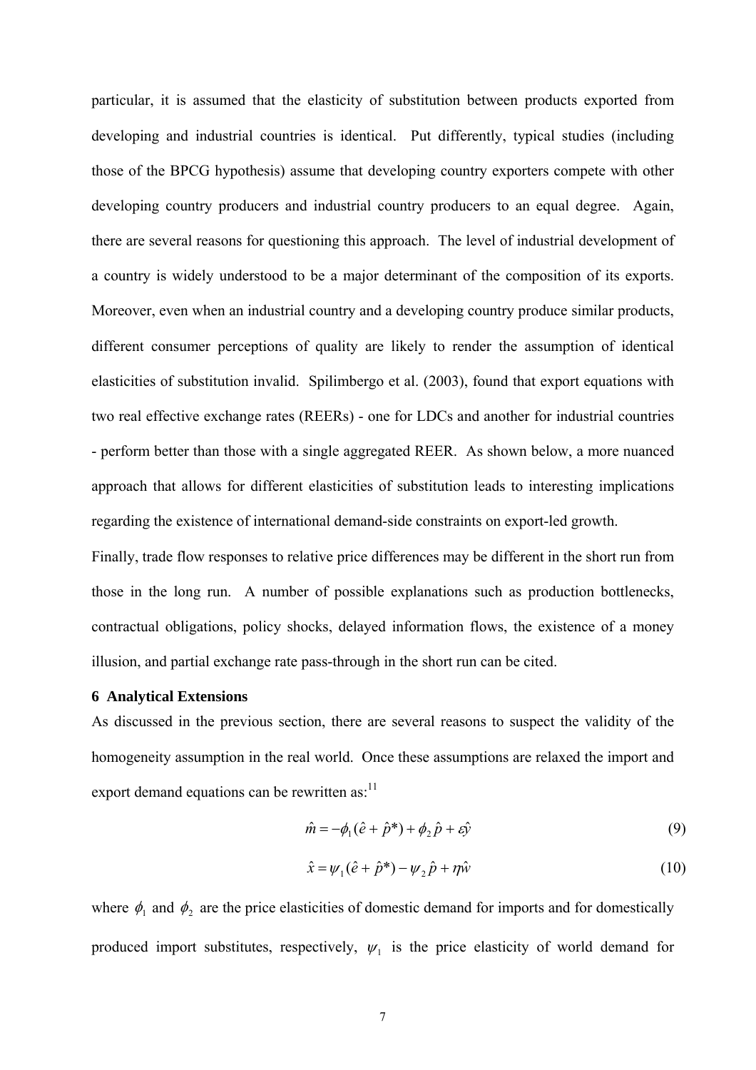particular, it is assumed that the elasticity of substitution between products exported from developing and industrial countries is identical. Put differently, typical studies (including those of the BPCG hypothesis) assume that developing country exporters compete with other developing country producers and industrial country producers to an equal degree. Again, there are several reasons for questioning this approach. The level of industrial development of a country is widely understood to be a major determinant of the composition of its exports. Moreover, even when an industrial country and a developing country produce similar products, different consumer perceptions of quality are likely to render the assumption of identical elasticities of substitution invalid. Spilimbergo et al. (2003), found that export equations with two real effective exchange rates (REERs) - one for LDCs and another for industrial countries - perform better than those with a single aggregated REER. As shown below, a more nuanced approach that allows for different elasticities of substitution leads to interesting implications regarding the existence of international demand-side constraints on export-led growth.

Finally, trade flow responses to relative price differences may be different in the short run from those in the long run. A number of possible explanations such as production bottlenecks, contractual obligations, policy shocks, delayed information flows, the existence of a money illusion, and partial exchange rate pass-through in the short run can be cited.

## 6 Analytical Extensions

As discussed in the previous section, there are several reasons to suspect the validity of the homogeneity assumption in the real world. Once these assumptions are relaxed the import and export demand equations can be rewritten as:[11]

$$\hat{m} = -\phi_1(\hat{e} + \hat{p}^*) + \phi_2\hat{p} + \varepsilon\hat{y} \tag{9}$$

$$\hat{x} = \psi_1(\hat{e} + \hat{p}^*) - \psi_2\hat{p} + \eta\hat{w} \tag{10}$$

where $\phi_1$ and $\phi_2$ are the price elasticities of domestic demand for imports and for domestically produced import substitutes, respectively, $\psi_1$ is the price elasticity of world demand for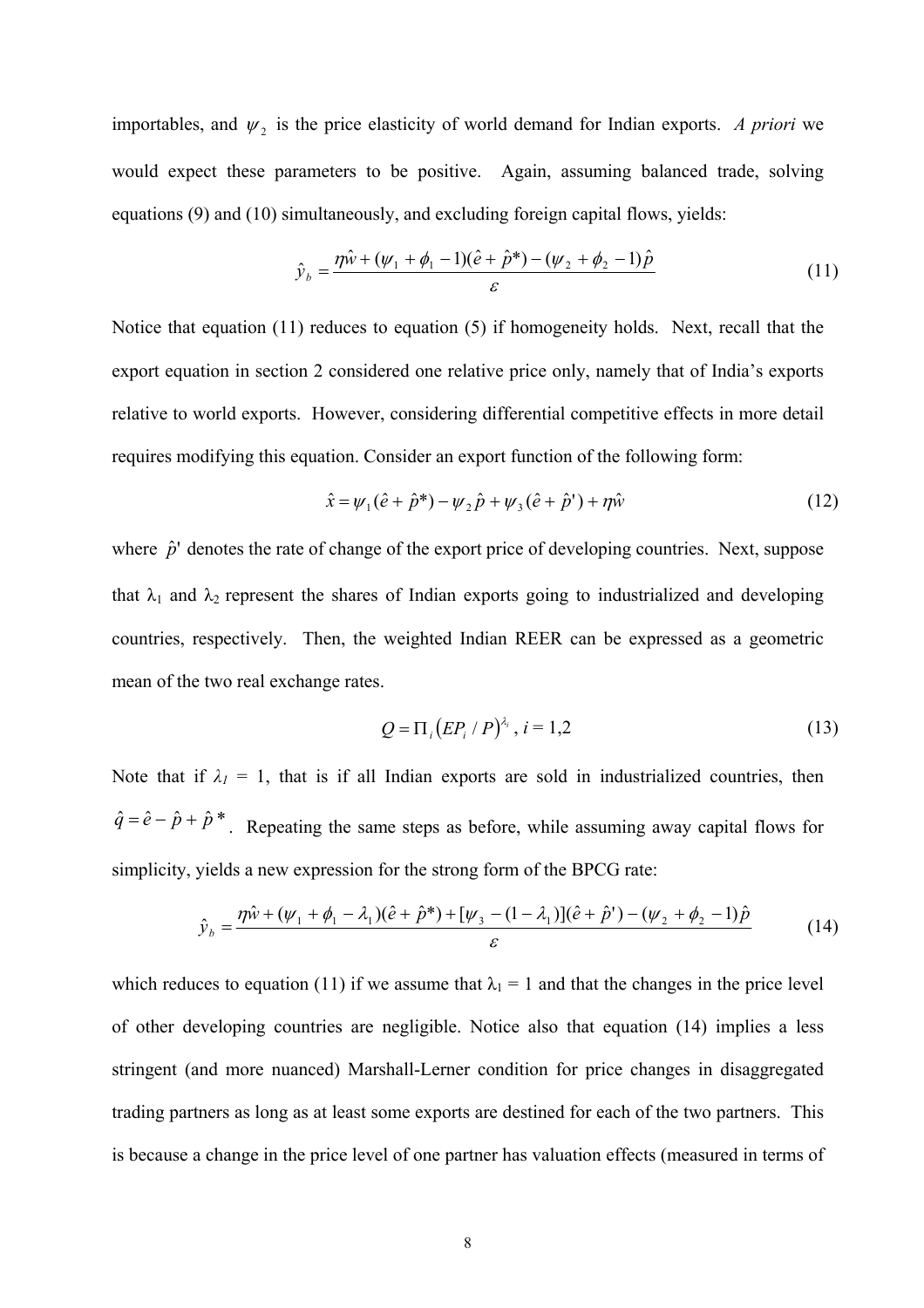importables, and $\psi_2$ is the price elasticity of world demand for Indian exports. *A priori* we would expect these parameters to be positive. Again, assuming balanced trade, solving equations (9) and (10) simultaneously, and excluding foreign capital flows, yields:

$$\hat{y}_b = \frac{\eta\hat{w} + (\psi_1 + \phi_1 - 1)(\hat{e} + \hat{p}^*) - (\psi_2 + \phi_2 - 1)\hat{p}}{\varepsilon} \tag{11}$$

Notice that equation (11) reduces to equation (5) if homogeneity holds. Next, recall that the export equation in section 2 considered one relative price only, namely that of India's exports relative to world exports. However, considering differential competitive effects in more detail requires modifying this equation. Consider an export function of the following form:

$$\hat{x} = \psi_1(\hat{e} + \hat{p}^*) - \psi_2\hat{p} + \psi_3(\hat{e} + \hat{p}') + \eta\hat{w} \tag{12}$$

where $\hat{p}'$ denotes the rate of change of the export price of developing countries. Next, suppose that $\lambda_1$ and $\lambda_2$ represent the shares of Indian exports going to industrialized and developing countries, respectively. Then, the weighted Indian REER can be expressed as a geometric mean of the two real exchange rates.

$$Q = \Pi_i \left(EP_i / P\right)^{\lambda_i},\ i = 1,2 \tag{13}$$

Note that if $\lambda_1 = 1$, that is if all Indian exports are sold in industrialized countries, then $\hat{q} = \hat{e} - \hat{p} + \hat{p}^*$. Repeating the same steps as before, while assuming away capital flows for simplicity, yields a new expression for the strong form of the BPCG rate:

$$\hat{y}_b = \frac{\eta\hat{w} + (\psi_1 + \phi_1 - \lambda_1)(\hat{e} + \hat{p}^*) + [\psi_3 - (1 - \lambda_1)](\hat{e} + \hat{p}') - (\psi_2 + \phi_2 - 1)\hat{p}}{\varepsilon} \tag{14}$$

which reduces to equation (11) if we assume that $\lambda_1 = 1$ and that the changes in the price level of other developing countries are negligible. Notice also that equation (14) implies a less stringent (and more nuanced) Marshall-Lerner condition for price changes in disaggregated trading partners as long as at least some exports are destined for each of the two partners. This is because a change in the price level of one partner has valuation effects (measured in terms of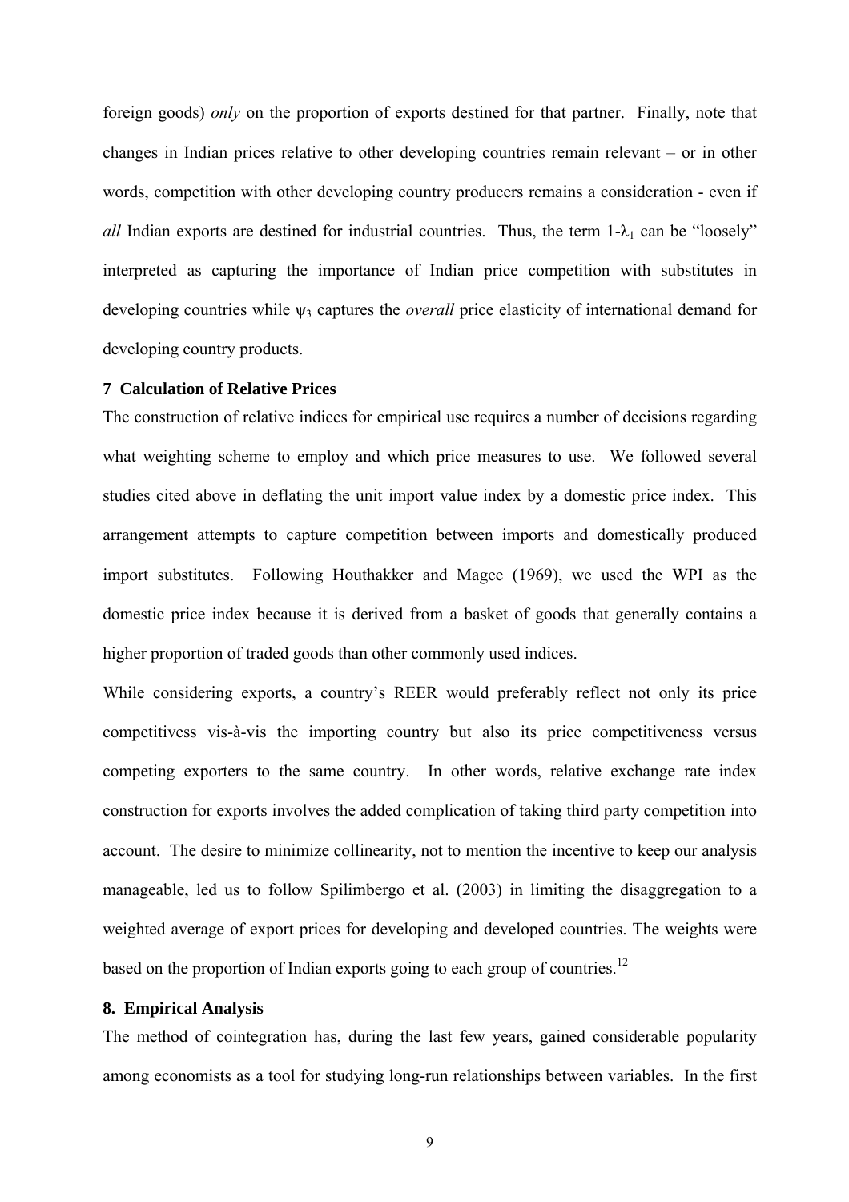foreign goods) *only* on the proportion of exports destined for that partner. Finally, note that changes in Indian prices relative to other developing countries remain relevant – or in other words, competition with other developing country producers remains a consideration - even if *all* Indian exports are destined for industrial countries. Thus, the term $1-\lambda_1$ can be "loosely" interpreted as capturing the importance of Indian price competition with substitutes in developing countries while $\psi_3$ captures the *overall* price elasticity of international demand for developing country products.

### 7 Calculation of Relative Prices

The construction of relative indices for empirical use requires a number of decisions regarding what weighting scheme to employ and which price measures to use. We followed several studies cited above in deflating the unit import value index by a domestic price index. This arrangement attempts to capture competition between imports and domestically produced import substitutes. Following Houthakker and Magee (1969), we used the WPI as the domestic price index because it is derived from a basket of goods that generally contains a higher proportion of traded goods than other commonly used indices.

While considering exports, a country's REER would preferably reflect not only its price competitivess vis-à-vis the importing country but also its price competitiveness versus competing exporters to the same country. In other words, relative exchange rate index construction for exports involves the added complication of taking third party competition into account. The desire to minimize collinearity, not to mention the incentive to keep our analysis manageable, led us to follow Spilimbergo et al. (2003) in limiting the disaggregation to a weighted average of export prices for developing and developed countries. The weights were based on the proportion of Indian exports going to each group of countries.[12]

### 8. Empirical Analysis

The method of cointegration has, during the last few years, gained considerable popularity among economists as a tool for studying long-run relationships between variables. In the first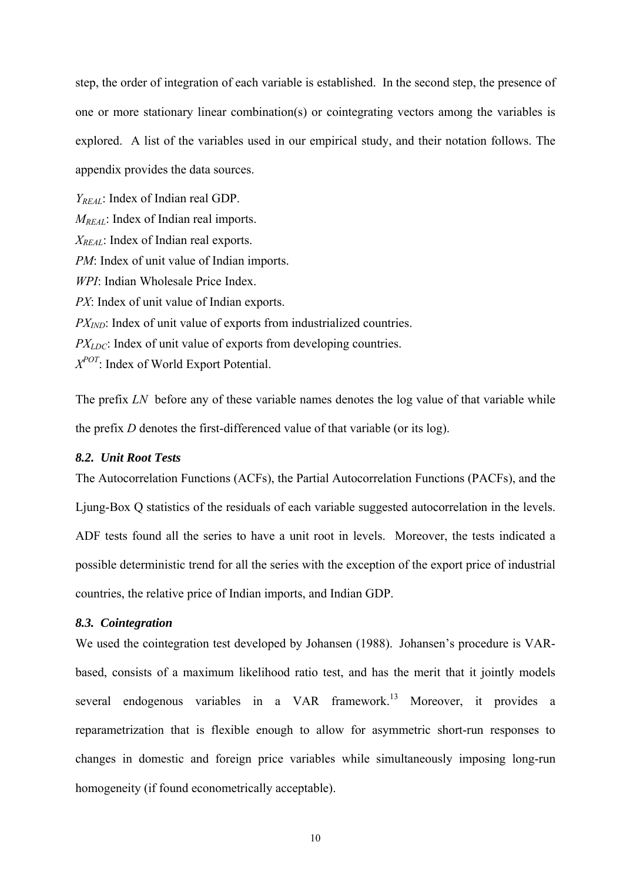step, the order of integration of each variable is established. In the second step, the presence of one or more stationary linear combination(s) or cointegrating vectors among the variables is explored. A list of the variables used in our empirical study, and their notation follows. The appendix provides the data sources.

$Y_{REAL}$: Index of Indian real GDP.
$M_{REAL}$: Index of Indian real imports.
$X_{REAL}$: Index of Indian real exports.
*PM*: Index of unit value of Indian imports.
*WPI*: Indian Wholesale Price Index.
*PX*: Index of unit value of Indian exports.
$PX_{IND}$: Index of unit value of exports from industrialized countries.
$PX_{LDC}$: Index of unit value of exports from developing countries.
$X^{POT}$: Index of World Export Potential.

The prefix *LN* before any of these variable names denotes the log value of that variable while the prefix *D* denotes the first-differenced value of that variable (or its log).

### *8.2. Unit Root Tests*

The Autocorrelation Functions (ACFs), the Partial Autocorrelation Functions (PACFs), and the Ljung-Box Q statistics of the residuals of each variable suggested autocorrelation in the levels. ADF tests found all the series to have a unit root in levels. Moreover, the tests indicated a possible deterministic trend for all the series with the exception of the export price of industrial countries, the relative price of Indian imports, and Indian GDP.

### *8.3. Cointegration*

We used the cointegration test developed by Johansen (1988). Johansen's procedure is VAR-based, consists of a maximum likelihood ratio test, and has the merit that it jointly models several endogenous variables in a VAR framework.[13] Moreover, it provides a reparametrization that is flexible enough to allow for asymmetric short-run responses to changes in domestic and foreign price variables while simultaneously imposing long-run homogeneity (if found econometrically acceptable).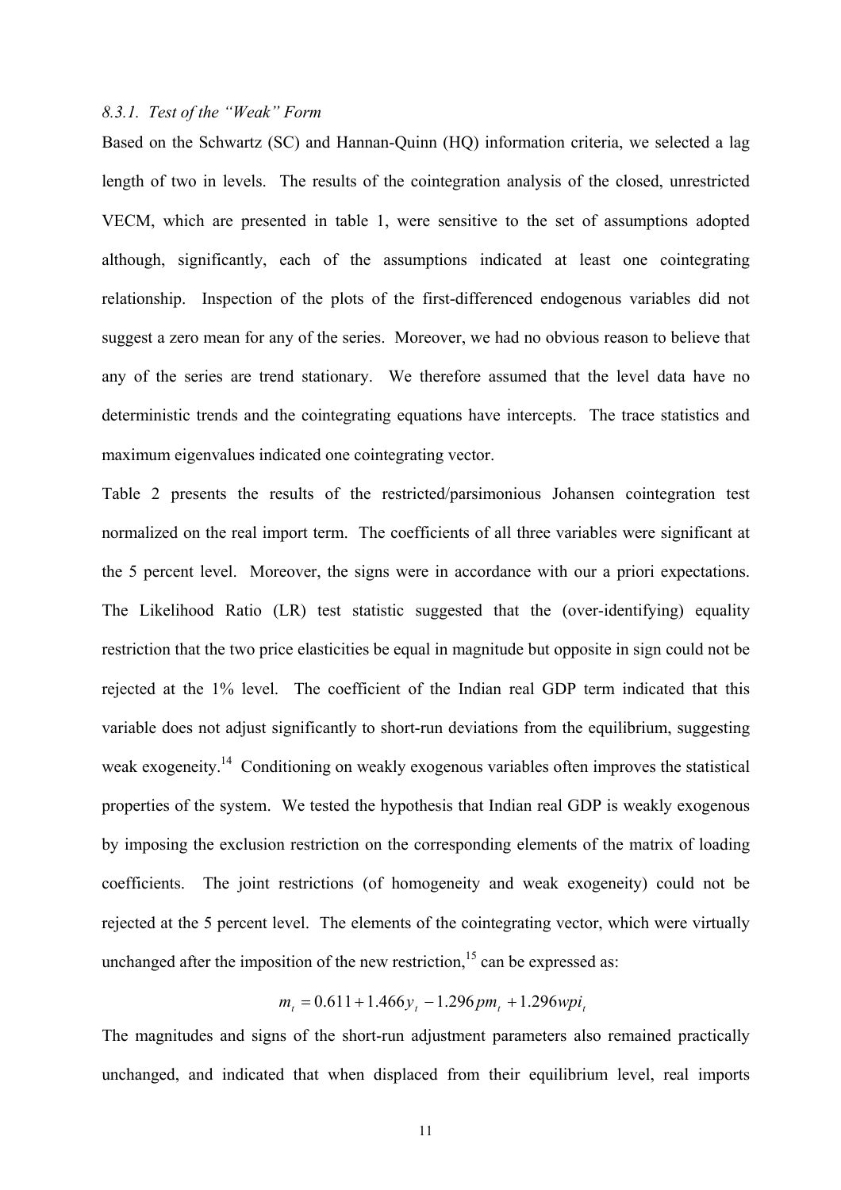*8.3.1. Test of the "Weak" Form*

Based on the Schwartz (SC) and Hannan-Quinn (HQ) information criteria, we selected a lag length of two in levels. The results of the cointegration analysis of the closed, unrestricted VECM, which are presented in table 1, were sensitive to the set of assumptions adopted although, significantly, each of the assumptions indicated at least one cointegrating relationship. Inspection of the plots of the first-differenced endogenous variables did not suggest a zero mean for any of the series. Moreover, we had no obvious reason to believe that any of the series are trend stationary. We therefore assumed that the level data have no deterministic trends and the cointegrating equations have intercepts. The trace statistics and maximum eigenvalues indicated one cointegrating vector.

Table 2 presents the results of the restricted/parsimonious Johansen cointegration test normalized on the real import term. The coefficients of all three variables were significant at the 5 percent level. Moreover, the signs were in accordance with our a priori expectations. The Likelihood Ratio (LR) test statistic suggested that the (over-identifying) equality restriction that the two price elasticities be equal in magnitude but opposite in sign could not be rejected at the 1% level. The coefficient of the Indian real GDP term indicated that this variable does not adjust significantly to short-run deviations from the equilibrium, suggesting weak exogeneity.[14] Conditioning on weakly exogenous variables often improves the statistical properties of the system. We tested the hypothesis that Indian real GDP is weakly exogenous by imposing the exclusion restriction on the corresponding elements of the matrix of loading coefficients. The joint restrictions (of homogeneity and weak exogeneity) could not be rejected at the 5 percent level. The elements of the cointegrating vector, which were virtually unchanged after the imposition of the new restriction,[15] can be expressed as:

$$m_t = 0.611 + 1.466 y_t - 1.296 pm_t + 1.296 wpi_t$$

The magnitudes and signs of the short-run adjustment parameters also remained practically unchanged, and indicated that when displaced from their equilibrium level, real imports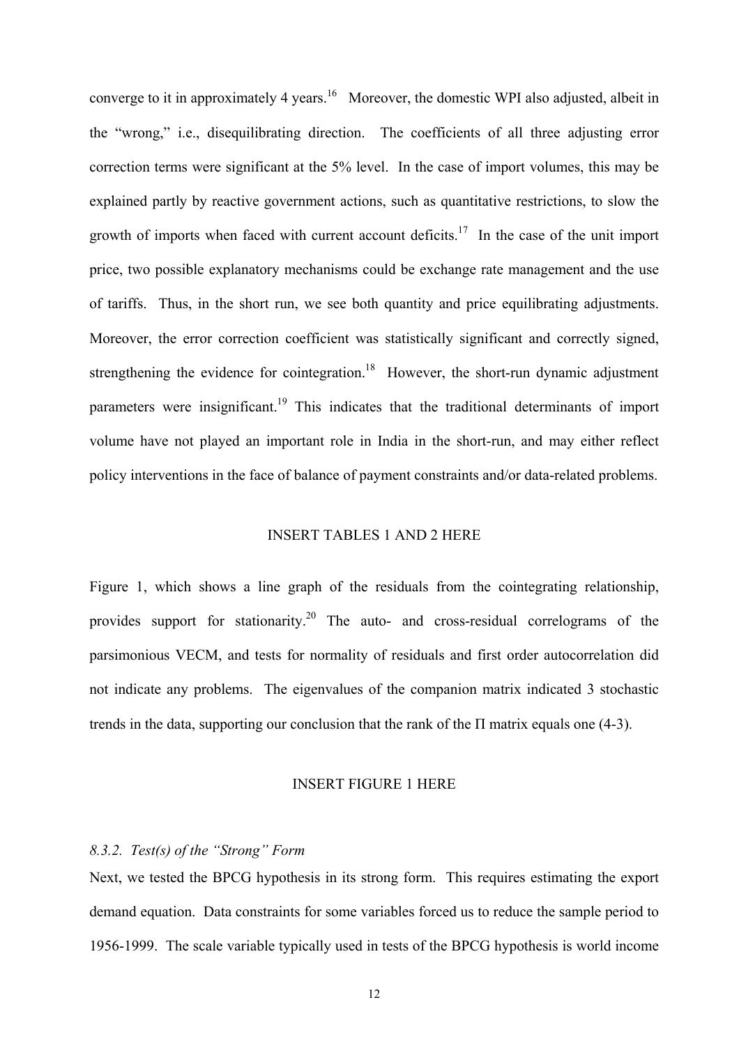converge to it in approximately 4 years.[16] Moreover, the domestic WPI also adjusted, albeit in the "wrong," i.e., disequilibrating direction. The coefficients of all three adjusting error correction terms were significant at the 5% level. In the case of import volumes, this may be explained partly by reactive government actions, such as quantitative restrictions, to slow the growth of imports when faced with current account deficits.[17] In the case of the unit import price, two possible explanatory mechanisms could be exchange rate management and the use of tariffs. Thus, in the short run, we see both quantity and price equilibrating adjustments. Moreover, the error correction coefficient was statistically significant and correctly signed, strengthening the evidence for cointegration.[18] However, the short-run dynamic adjustment parameters were insignificant.[19] This indicates that the traditional determinants of import volume have not played an important role in India in the short-run, and may either reflect policy interventions in the face of balance of payment constraints and/or data-related problems.

INSERT TABLES 1 AND 2 HERE

Figure 1, which shows a line graph of the residuals from the cointegrating relationship, provides support for stationarity.[20] The auto- and cross-residual correlograms of the parsimonious VECM, and tests for normality of residuals and first order autocorrelation did not indicate any problems. The eigenvalues of the companion matrix indicated 3 stochastic trends in the data, supporting our conclusion that the rank of the $\Pi$ matrix equals one (4-3).

INSERT FIGURE 1 HERE

### *8.3.2. Test(s) of the "Strong" Form*

Next, we tested the BPCG hypothesis in its strong form. This requires estimating the export demand equation. Data constraints for some variables forced us to reduce the sample period to 1956-1999. The scale variable typically used in tests of the BPCG hypothesis is world income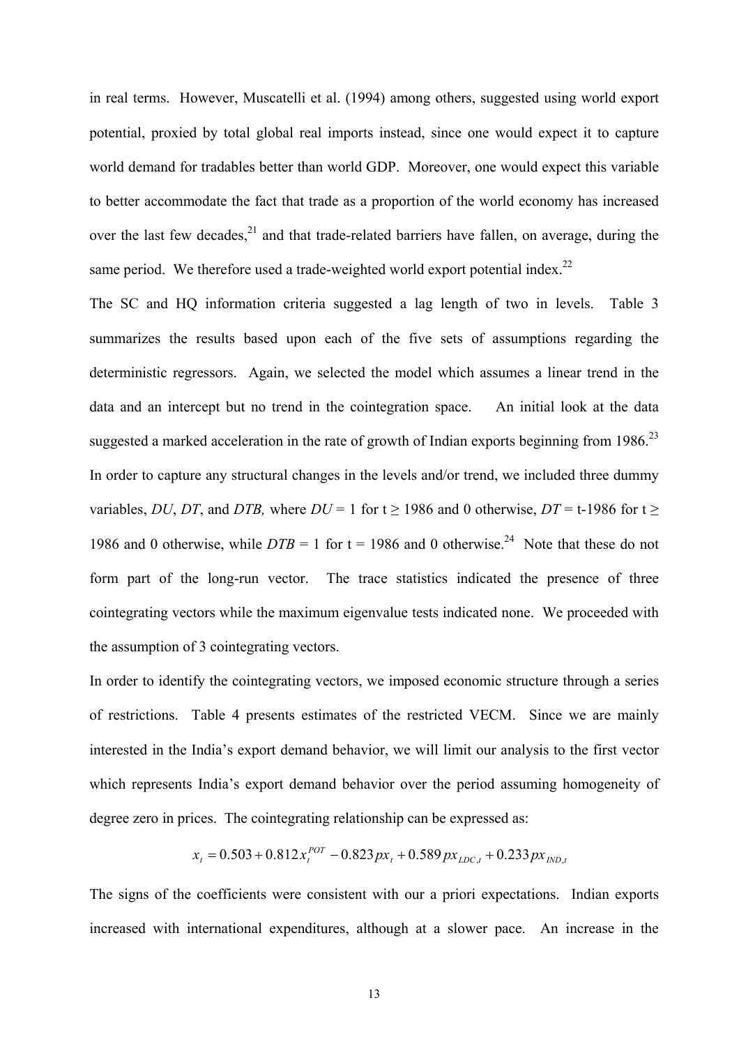in real terms. However, Muscatelli et al. (1994) among others, suggested using world export potential, proxied by total global real imports instead, since one would expect it to capture world demand for tradables better than world GDP. Moreover, one would expect this variable to better accommodate the fact that trade as a proportion of the world economy has increased over the last few decades,[21] and that trade-related barriers have fallen, on average, during the same period. We therefore used a trade-weighted world export potential index.[22]

The SC and HQ information criteria suggested a lag length of two in levels. Table 3 summarizes the results based upon each of the five sets of assumptions regarding the deterministic regressors. Again, we selected the model which assumes a linear trend in the data and an intercept but no trend in the cointegration space. An initial look at the data suggested a marked acceleration in the rate of growth of Indian exports beginning from 1986.[23] In order to capture any structural changes in the levels and/or trend, we included three dummy variables, *DU*, *DT*, and *DTB,* where $DU = 1$ for $t \geq 1986$ and 0 otherwise, $DT = t-1986$ for $t \geq 1986$ and 0 otherwise, while $DTB = 1$ for $t = 1986$ and 0 otherwise.[24] Note that these do not form part of the long-run vector. The trace statistics indicated the presence of three cointegrating vectors while the maximum eigenvalue tests indicated none. We proceeded with the assumption of 3 cointegrating vectors.

In order to identify the cointegrating vectors, we imposed economic structure through a series of restrictions. Table 4 presents estimates of the restricted VECM. Since we are mainly interested in the India's export demand behavior, we will limit our analysis to the first vector which represents India's export demand behavior over the period assuming homogeneity of degree zero in prices. The cointegrating relationship can be expressed as:

$$x_t = 0.503 + 0.812 x_t^{POT} - 0.823 px_t + 0.589 px_{LDC,t} + 0.233 px_{IND,t}$$

The signs of the coefficients were consistent with our a priori expectations. Indian exports increased with international expenditures, although at a slower pace. An increase in the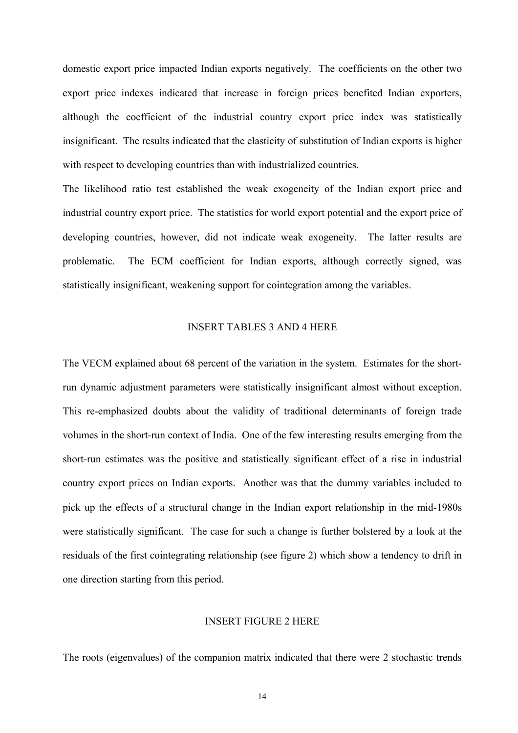domestic export price impacted Indian exports negatively. The coefficients on the other two export price indexes indicated that increase in foreign prices benefited Indian exporters, although the coefficient of the industrial country export price index was statistically insignificant. The results indicated that the elasticity of substitution of Indian exports is higher with respect to developing countries than with industrialized countries.

The likelihood ratio test established the weak exogeneity of the Indian export price and industrial country export price. The statistics for world export potential and the export price of developing countries, however, did not indicate weak exogeneity. The latter results are problematic. The ECM coefficient for Indian exports, although correctly signed, was statistically insignificant, weakening support for cointegration among the variables.

INSERT TABLES 3 AND 4 HERE

The VECM explained about 68 percent of the variation in the system. Estimates for the short-run dynamic adjustment parameters were statistically insignificant almost without exception. This re-emphasized doubts about the validity of traditional determinants of foreign trade volumes in the short-run context of India. One of the few interesting results emerging from the short-run estimates was the positive and statistically significant effect of a rise in industrial country export prices on Indian exports. Another was that the dummy variables included to pick up the effects of a structural change in the Indian export relationship in the mid-1980s were statistically significant. The case for such a change is further bolstered by a look at the residuals of the first cointegrating relationship (see figure 2) which show a tendency to drift in one direction starting from this period.

INSERT FIGURE 2 HERE

The roots (eigenvalues) of the companion matrix indicated that there were 2 stochastic trends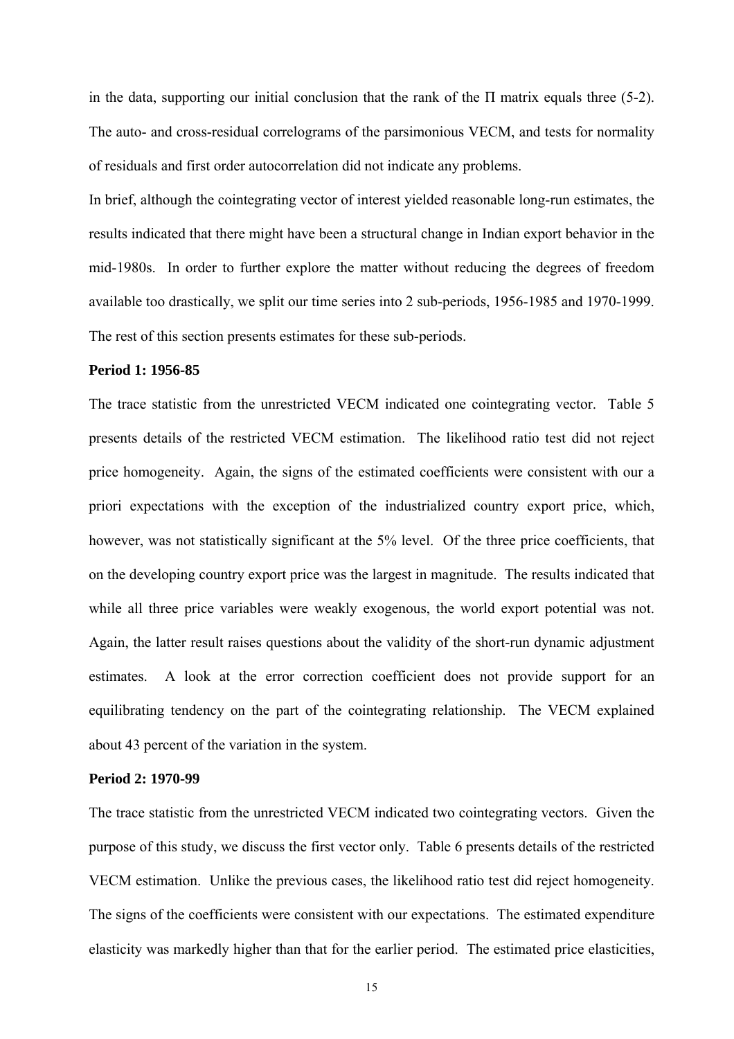in the data, supporting our initial conclusion that the rank of the $\Pi$ matrix equals three (5-2). The auto- and cross-residual correlograms of the parsimonious VECM, and tests for normality of residuals and first order autocorrelation did not indicate any problems.

In brief, although the cointegrating vector of interest yielded reasonable long-run estimates, the results indicated that there might have been a structural change in Indian export behavior in the mid-1980s. In order to further explore the matter without reducing the degrees of freedom available too drastically, we split our time series into 2 sub-periods, 1956-1985 and 1970-1999. The rest of this section presents estimates for these sub-periods.

**Period 1: 1956-85**

The trace statistic from the unrestricted VECM indicated one cointegrating vector. Table 5 presents details of the restricted VECM estimation. The likelihood ratio test did not reject price homogeneity. Again, the signs of the estimated coefficients were consistent with our a priori expectations with the exception of the industrialized country export price, which, however, was not statistically significant at the 5% level. Of the three price coefficients, that on the developing country export price was the largest in magnitude. The results indicated that while all three price variables were weakly exogenous, the world export potential was not. Again, the latter result raises questions about the validity of the short-run dynamic adjustment estimates. A look at the error correction coefficient does not provide support for an equilibrating tendency on the part of the cointegrating relationship. The VECM explained about 43 percent of the variation in the system.

**Period 2: 1970-99**

The trace statistic from the unrestricted VECM indicated two cointegrating vectors. Given the purpose of this study, we discuss the first vector only. Table 6 presents details of the restricted VECM estimation. Unlike the previous cases, the likelihood ratio test did reject homogeneity. The signs of the coefficients were consistent with our expectations. The estimated expenditure elasticity was markedly higher than that for the earlier period. The estimated price elasticities,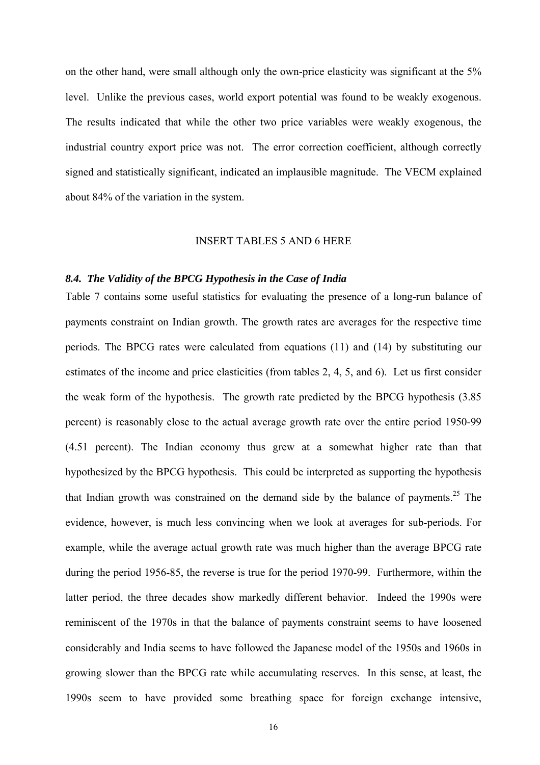on the other hand, were small although only the own-price elasticity was significant at the 5% level. Unlike the previous cases, world export potential was found to be weakly exogenous. The results indicated that while the other two price variables were weakly exogenous, the industrial country export price was not. The error correction coefficient, although correctly signed and statistically significant, indicated an implausible magnitude. The VECM explained about 84% of the variation in the system.

INSERT TABLES 5 AND 6 HERE

### *8.4. The Validity of the BPCG Hypothesis in the Case of India*

Table 7 contains some useful statistics for evaluating the presence of a long-run balance of payments constraint on Indian growth. The growth rates are averages for the respective time periods. The BPCG rates were calculated from equations (11) and (14) by substituting our estimates of the income and price elasticities (from tables 2, 4, 5, and 6). Let us first consider the weak form of the hypothesis. The growth rate predicted by the BPCG hypothesis (3.85 percent) is reasonably close to the actual average growth rate over the entire period 1950-99 (4.51 percent). The Indian economy thus grew at a somewhat higher rate than that hypothesized by the BPCG hypothesis. This could be interpreted as supporting the hypothesis that Indian growth was constrained on the demand side by the balance of payments.[25] The evidence, however, is much less convincing when we look at averages for sub-periods. For example, while the average actual growth rate was much higher than the average BPCG rate during the period 1956-85, the reverse is true for the period 1970-99. Furthermore, within the latter period, the three decades show markedly different behavior. Indeed the 1990s were reminiscent of the 1970s in that the balance of payments constraint seems to have loosened considerably and India seems to have followed the Japanese model of the 1950s and 1960s in growing slower than the BPCG rate while accumulating reserves. In this sense, at least, the 1990s seem to have provided some breathing space for foreign exchange intensive,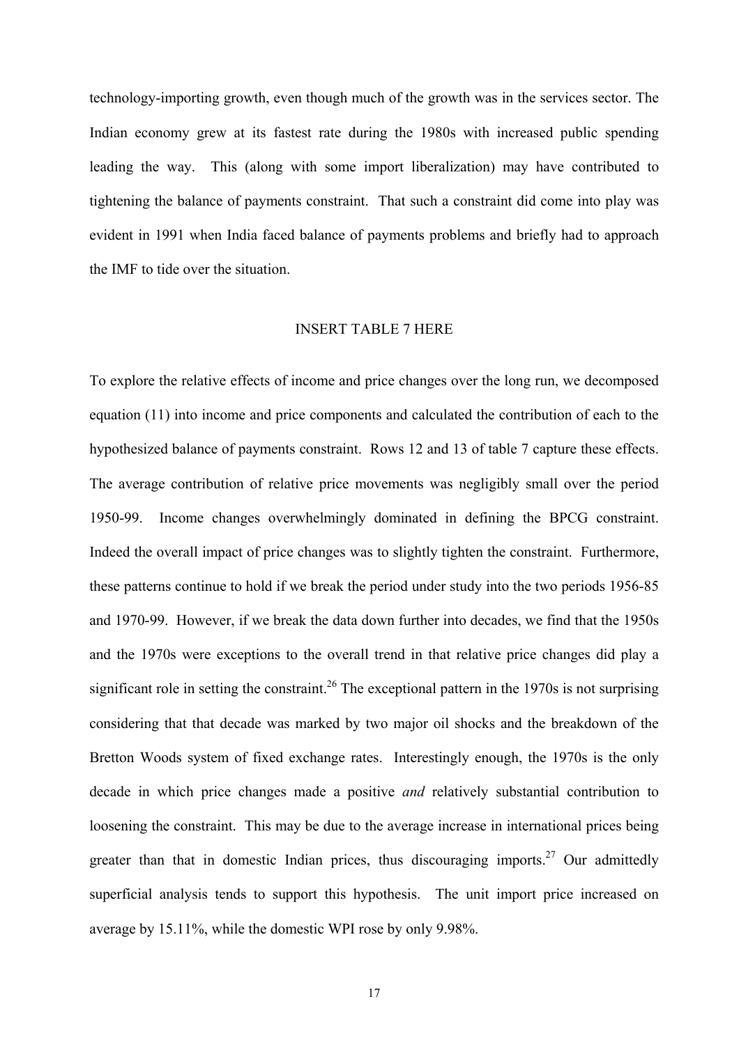technology-importing growth, even though much of the growth was in the services sector. The Indian economy grew at its fastest rate during the 1980s with increased public spending leading the way. This (along with some import liberalization) may have contributed to tightening the balance of payments constraint. That such a constraint did come into play was evident in 1991 when India faced balance of payments problems and briefly had to approach the IMF to tide over the situation.

INSERT TABLE 7 HERE

To explore the relative effects of income and price changes over the long run, we decomposed equation (11) into income and price components and calculated the contribution of each to the hypothesized balance of payments constraint. Rows 12 and 13 of table 7 capture these effects. The average contribution of relative price movements was negligibly small over the period 1950-99. Income changes overwhelmingly dominated in defining the BPCG constraint. Indeed the overall impact of price changes was to slightly tighten the constraint. Furthermore, these patterns continue to hold if we break the period under study into the two periods 1956-85 and 1970-99. However, if we break the data down further into decades, we find that the 1950s and the 1970s were exceptions to the overall trend in that relative price changes did play a significant role in setting the constraint.[26] The exceptional pattern in the 1970s is not surprising considering that that decade was marked by two major oil shocks and the breakdown of the Bretton Woods system of fixed exchange rates. Interestingly enough, the 1970s is the only decade in which price changes made a positive *and* relatively substantial contribution to loosening the constraint. This may be due to the average increase in international prices being greater than that in domestic Indian prices, thus discouraging imports.[27] Our admittedly superficial analysis tends to support this hypothesis. The unit import price increased on average by 15.11%, while the domestic WPI rose by only 9.98%.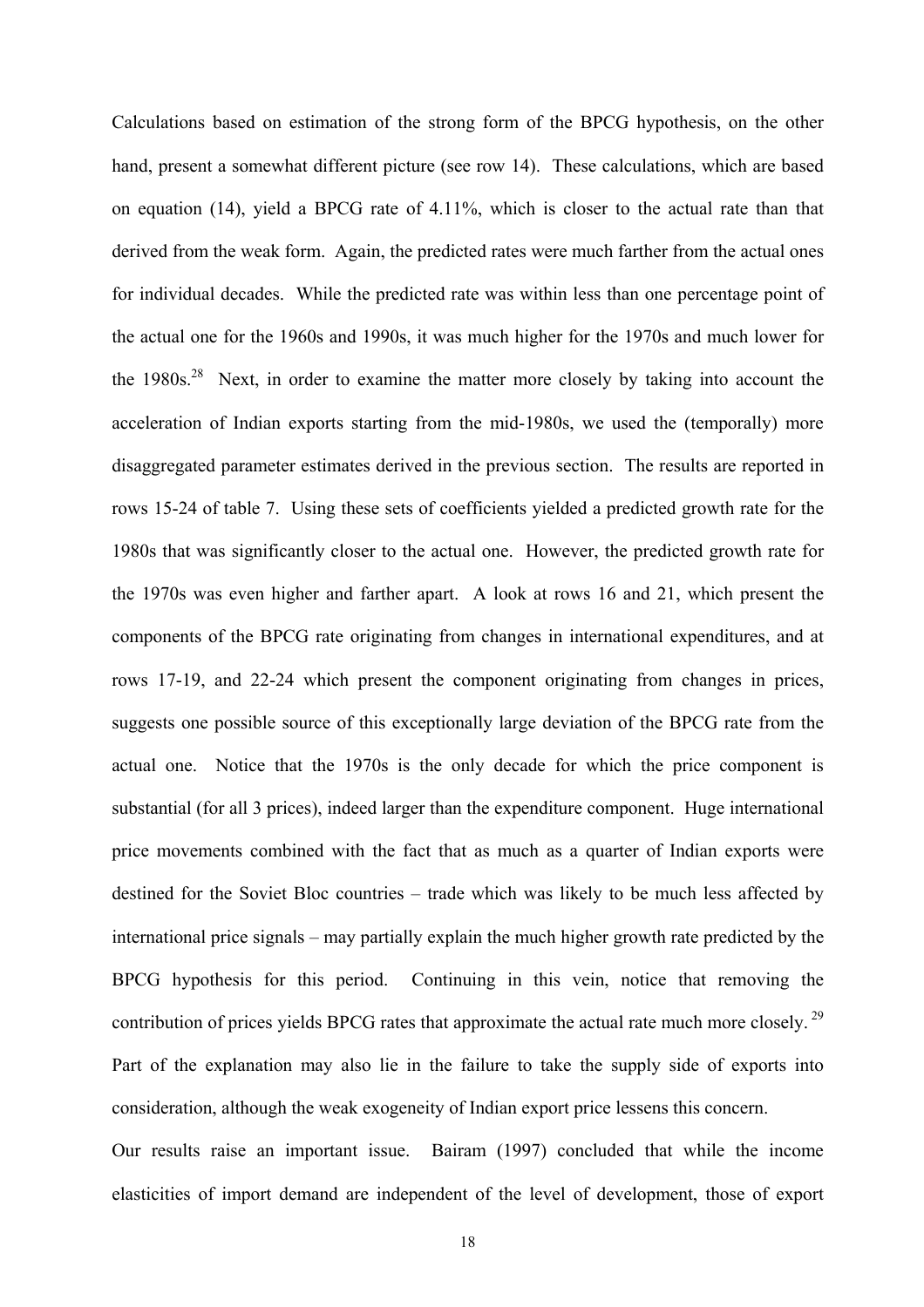Calculations based on estimation of the strong form of the BPCG hypothesis, on the other hand, present a somewhat different picture (see row 14). These calculations, which are based on equation (14), yield a BPCG rate of 4.11%, which is closer to the actual rate than that derived from the weak form. Again, the predicted rates were much farther from the actual ones for individual decades. While the predicted rate was within less than one percentage point of the actual one for the 1960s and 1990s, it was much higher for the 1970s and much lower for the 1980s.[28] Next, in order to examine the matter more closely by taking into account the acceleration of Indian exports starting from the mid-1980s, we used the (temporally) more disaggregated parameter estimates derived in the previous section. The results are reported in rows 15-24 of table 7. Using these sets of coefficients yielded a predicted growth rate for the 1980s that was significantly closer to the actual one. However, the predicted growth rate for the 1970s was even higher and farther apart. A look at rows 16 and 21, which present the components of the BPCG rate originating from changes in international expenditures, and at rows 17-19, and 22-24 which present the component originating from changes in prices, suggests one possible source of this exceptionally large deviation of the BPCG rate from the actual one. Notice that the 1970s is the only decade for which the price component is substantial (for all 3 prices), indeed larger than the expenditure component. Huge international price movements combined with the fact that as much as a quarter of Indian exports were destined for the Soviet Bloc countries – trade which was likely to be much less affected by international price signals – may partially explain the much higher growth rate predicted by the BPCG hypothesis for this period. Continuing in this vein, notice that removing the contribution of prices yields BPCG rates that approximate the actual rate much more closely.[29] Part of the explanation may also lie in the failure to take the supply side of exports into consideration, although the weak exogeneity of Indian export price lessens this concern.

Our results raise an important issue. Bairam (1997) concluded that while the income elasticities of import demand are independent of the level of development, those of export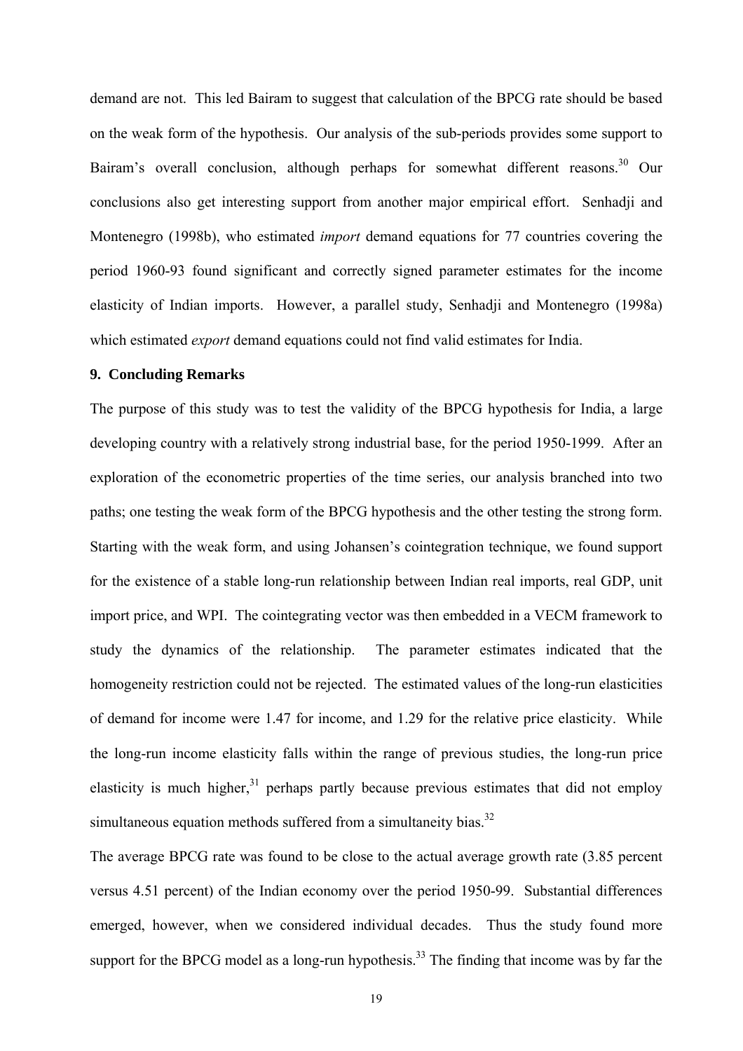demand are not. This led Bairam to suggest that calculation of the BPCG rate should be based on the weak form of the hypothesis. Our analysis of the sub-periods provides some support to Bairam's overall conclusion, although perhaps for somewhat different reasons.[30] Our conclusions also get interesting support from another major empirical effort. Senhadji and Montenegro (1998b), who estimated *import* demand equations for 77 countries covering the period 1960-93 found significant and correctly signed parameter estimates for the income elasticity of Indian imports. However, a parallel study, Senhadji and Montenegro (1998a) which estimated *export* demand equations could not find valid estimates for India.

## 9. Concluding Remarks

The purpose of this study was to test the validity of the BPCG hypothesis for India, a large developing country with a relatively strong industrial base, for the period 1950-1999. After an exploration of the econometric properties of the time series, our analysis branched into two paths; one testing the weak form of the BPCG hypothesis and the other testing the strong form. Starting with the weak form, and using Johansen's cointegration technique, we found support for the existence of a stable long-run relationship between Indian real imports, real GDP, unit import price, and WPI. The cointegrating vector was then embedded in a VECM framework to study the dynamics of the relationship. The parameter estimates indicated that the homogeneity restriction could not be rejected. The estimated values of the long-run elasticities of demand for income were 1.47 for income, and 1.29 for the relative price elasticity. While the long-run income elasticity falls within the range of previous studies, the long-run price elasticity is much higher,[31] perhaps partly because previous estimates that did not employ simultaneous equation methods suffered from a simultaneity bias.[32]

The average BPCG rate was found to be close to the actual average growth rate (3.85 percent versus 4.51 percent) of the Indian economy over the period 1950-99. Substantial differences emerged, however, when we considered individual decades. Thus the study found more support for the BPCG model as a long-run hypothesis.[33] The finding that income was by far the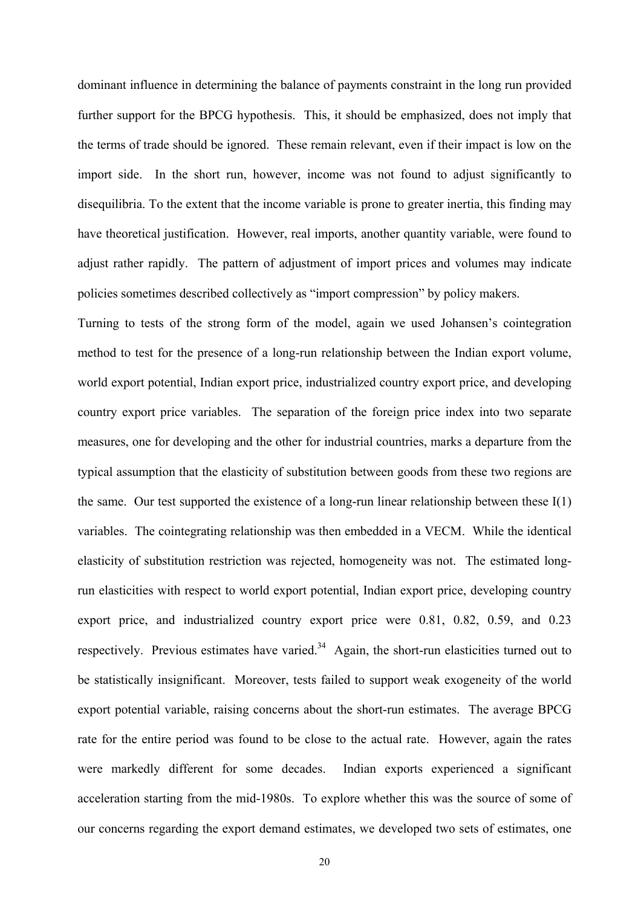dominant influence in determining the balance of payments constraint in the long run provided further support for the BPCG hypothesis. This, it should be emphasized, does not imply that the terms of trade should be ignored. These remain relevant, even if their impact is low on the import side. In the short run, however, income was not found to adjust significantly to disequilibria. To the extent that the income variable is prone to greater inertia, this finding may have theoretical justification. However, real imports, another quantity variable, were found to adjust rather rapidly. The pattern of adjustment of import prices and volumes may indicate policies sometimes described collectively as "import compression" by policy makers.

Turning to tests of the strong form of the model, again we used Johansen's cointegration method to test for the presence of a long-run relationship between the Indian export volume, world export potential, Indian export price, industrialized country export price, and developing country export price variables. The separation of the foreign price index into two separate measures, one for developing and the other for industrial countries, marks a departure from the typical assumption that the elasticity of substitution between goods from these two regions are the same. Our test supported the existence of a long-run linear relationship between these I(1) variables. The cointegrating relationship was then embedded in a VECM. While the identical elasticity of substitution restriction was rejected, homogeneity was not. The estimated long-run elasticities with respect to world export potential, Indian export price, developing country export price, and industrialized country export price were 0.81, 0.82, 0.59, and 0.23 respectively. Previous estimates have varied.[34] Again, the short-run elasticities turned out to be statistically insignificant. Moreover, tests failed to support weak exogeneity of the world export potential variable, raising concerns about the short-run estimates. The average BPCG rate for the entire period was found to be close to the actual rate. However, again the rates were markedly different for some decades. Indian exports experienced a significant acceleration starting from the mid-1980s. To explore whether this was the source of some of our concerns regarding the export demand estimates, we developed two sets of estimates, one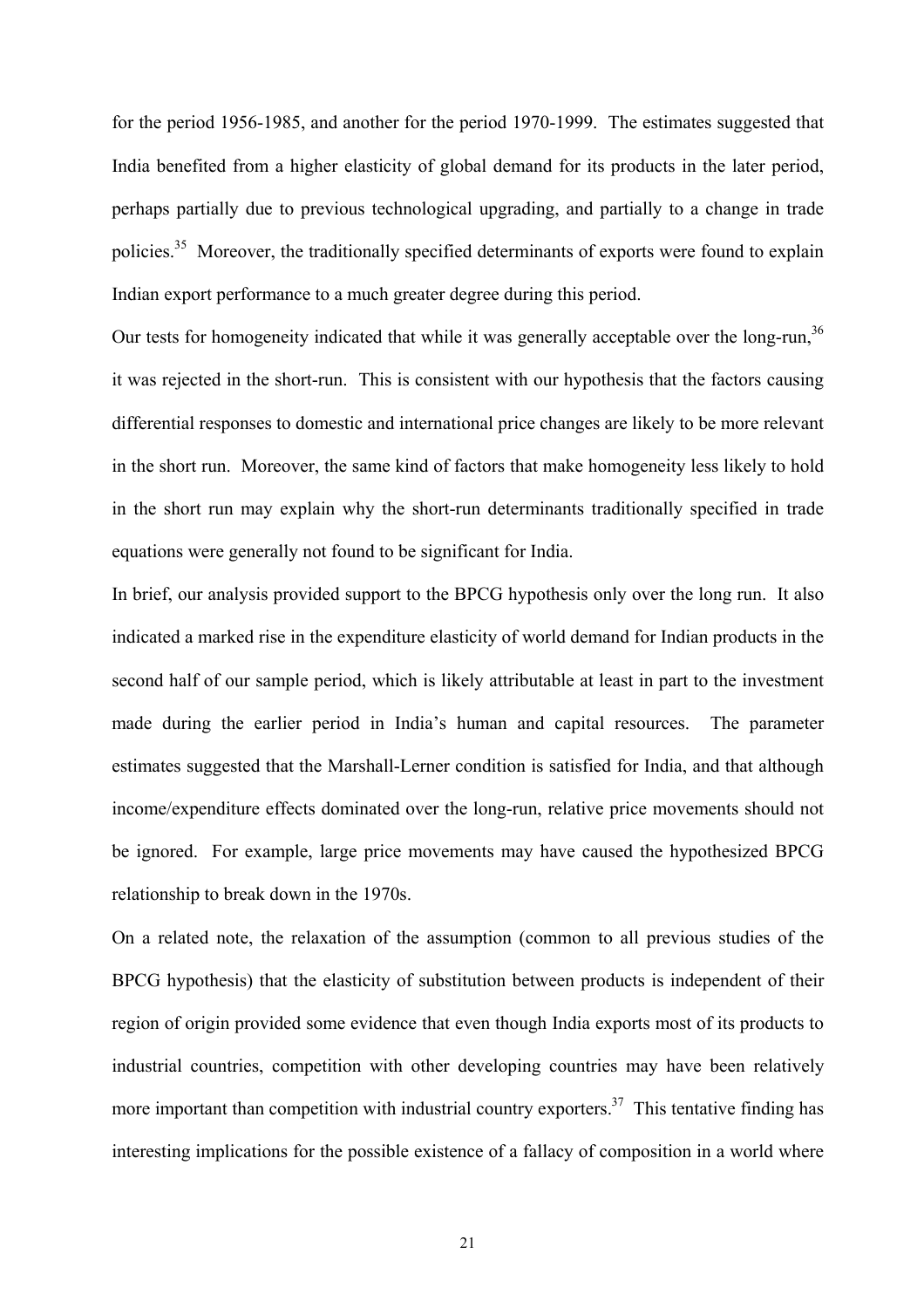for the period 1956-1985, and another for the period 1970-1999. The estimates suggested that India benefited from a higher elasticity of global demand for its products in the later period, perhaps partially due to previous technological upgrading, and partially to a change in trade policies.[35] Moreover, the traditionally specified determinants of exports were found to explain Indian export performance to a much greater degree during this period.

Our tests for homogeneity indicated that while it was generally acceptable over the long-run,[36] it was rejected in the short-run. This is consistent with our hypothesis that the factors causing differential responses to domestic and international price changes are likely to be more relevant in the short run. Moreover, the same kind of factors that make homogeneity less likely to hold in the short run may explain why the short-run determinants traditionally specified in trade equations were generally not found to be significant for India.

In brief, our analysis provided support to the BPCG hypothesis only over the long run. It also indicated a marked rise in the expenditure elasticity of world demand for Indian products in the second half of our sample period, which is likely attributable at least in part to the investment made during the earlier period in India's human and capital resources. The parameter estimates suggested that the Marshall-Lerner condition is satisfied for India, and that although income/expenditure effects dominated over the long-run, relative price movements should not be ignored. For example, large price movements may have caused the hypothesized BPCG relationship to break down in the 1970s.

On a related note, the relaxation of the assumption (common to all previous studies of the BPCG hypothesis) that the elasticity of substitution between products is independent of their region of origin provided some evidence that even though India exports most of its products to industrial countries, competition with other developing countries may have been relatively more important than competition with industrial country exporters.[37] This tentative finding has interesting implications for the possible existence of a fallacy of composition in a world where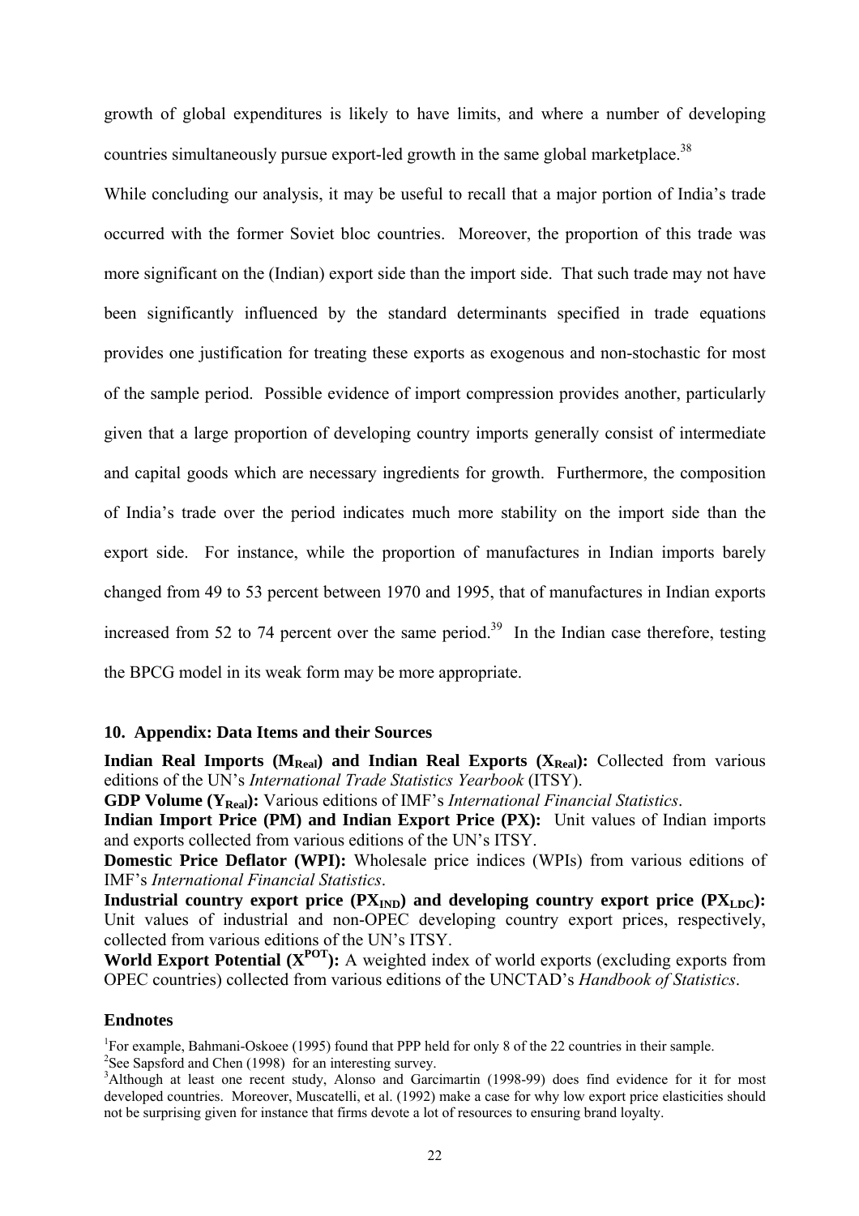growth of global expenditures is likely to have limits, and where a number of developing countries simultaneously pursue export-led growth in the same global marketplace.[38]

While concluding our analysis, it may be useful to recall that a major portion of India's trade occurred with the former Soviet bloc countries. Moreover, the proportion of this trade was more significant on the (Indian) export side than the import side. That such trade may not have been significantly influenced by the standard determinants specified in trade equations provides one justification for treating these exports as exogenous and non-stochastic for most of the sample period. Possible evidence of import compression provides another, particularly given that a large proportion of developing country imports generally consist of intermediate and capital goods which are necessary ingredients for growth. Furthermore, the composition of India's trade over the period indicates much more stability on the import side than the export side. For instance, while the proportion of manufactures in Indian imports barely changed from 49 to 53 percent between 1970 and 1995, that of manufactures in Indian exports increased from 52 to 74 percent over the same period.[39] In the Indian case therefore, testing the BPCG model in its weak form may be more appropriate.

## 10. Appendix: Data Items and their Sources

**Indian Real Imports ($M_{Real}$) and Indian Real Exports ($X_{Real}$):** Collected from various editions of the UN's *International Trade Statistics Yearbook* (ITSY).

**GDP Volume ($Y_{Real}$):** Various editions of IMF's *International Financial Statistics*.

**Indian Import Price (PM) and Indian Export Price (PX):** Unit values of Indian imports and exports collected from various editions of the UN's ITSY.

**Domestic Price Deflator (WPI):** Wholesale price indices (WPIs) from various editions of IMF's *International Financial Statistics*.

**Industrial country export price ($PX_{IND}$) and developing country export price ($PX_{LDC}$):** Unit values of industrial and non-OPEC developing country export prices, respectively, collected from various editions of the UN's ITSY.

**World Export Potential ($X^{POT}$):** A weighted index of world exports (excluding exports from OPEC countries) collected from various editions of the UNCTAD's *Handbook of Statistics*.

## Endnotes

[1]For example, Bahmani-Oskoee (1995) found that PPP held for only 8 of the 22 countries in their sample.

[2]See Sapsford and Chen (1998) for an interesting survey.

[3]Although at least one recent study, Alonso and Garcimartin (1998-99) does find evidence for it for most developed countries. Moreover, Muscatelli, et al. (1992) make a case for why low export price elasticities should not be surprising given for instance that firms devote a lot of resources to ensuring brand loyalty.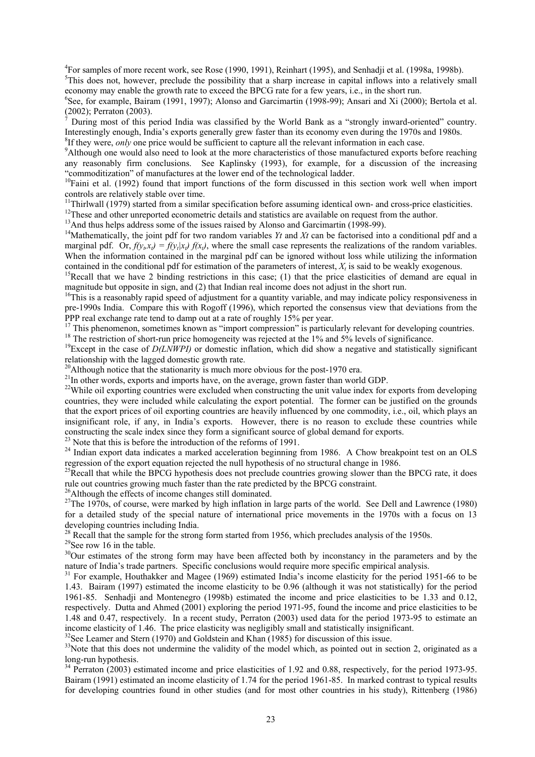[4]For samples of more recent work, see Rose (1990, 1991), Reinhart (1995), and Senhadji et al. (1998a, 1998b).

[5]This does not, however, preclude the possibility that a sharp increase in capital inflows into a relatively small economy may enable the growth rate to exceed the BPCG rate for a few years, i.e., in the short run.

[6]See, for example, Bairam (1991, 1997); Alonso and Garcimartin (1998-99); Ansari and Xi (2000); Bertola et al. (2002); Perraton (2003).

[7] During most of this period India was classified by the World Bank as a "strongly inward-oriented" country. Interestingly enough, India's exports generally grew faster than its economy even during the 1970s and 1980s.

[8]If they were, *only* one price would be sufficient to capture all the relevant information in each case.

[9]Although one would also need to look at the more characteristics of those manufactured exports before reaching any reasonably firm conclusions. See Kaplinsky (1993), for example, for a discussion of the increasing "commoditization" of manufactures at the lower end of the technological ladder.

[10]Faini et al. (1992) found that import functions of the form discussed in this section work well when import controls are relatively stable over time.

[11]Thirlwall (1979) started from a similar specification before assuming identical own- and cross-price elasticities.

[12]These and other unreported econometric details and statistics are available on request from the author.

[13]And thus helps address some of the issues raised by Alonso and Garcimartin (1998-99).

[14]Mathematically, the joint pdf for two random variables *Yt* and *Xt* can be factorised into a conditional pdf and a marginal pdf. Or, $f(y_t,x_t) = f(y_t|x_t)\, f(x_t)$, where the small case represents the realizations of the random variables. When the information contained in the marginal pdf can be ignored without loss while utilizing the information contained in the conditional pdf for estimation of the parameters of interest, $X_t$ is said to be weakly exogenous.

[15]Recall that we have 2 binding restrictions in this case; (1) that the price elasticities of demand are equal in magnitude but opposite in sign, and (2) that Indian real income does not adjust in the short run.

[16]This is a reasonably rapid speed of adjustment for a quantity variable, and may indicate policy responsiveness in pre-1990s India. Compare this with Rogoff (1996), which reported the consensus view that deviations from the PPP real exchange rate tend to damp out at a rate of roughly 15% per year.

[17] This phenomenon, sometimes known as "import compression" is particularly relevant for developing countries.

[18] The restriction of short-run price homogeneity was rejected at the 1% and 5% levels of significance.

[19]Except in the case of *D(LNWPI)* or domestic inflation, which did show a negative and statistically significant relationship with the lagged domestic growth rate.

[20]Although notice that the stationarity is much more obvious for the post-1970 era.

[21]In other words, exports and imports have, on the average, grown faster than world GDP.

[22]While oil exporting countries were excluded when constructing the unit value index for exports from developing countries, they were included while calculating the export potential. The former can be justified on the grounds that the export prices of oil exporting countries are heavily influenced by one commodity, i.e., oil, which plays an insignificant role, if any, in India's exports. However, there is no reason to exclude these countries while constructing the scale index since they form a significant source of global demand for exports.

[23] Note that this is before the introduction of the reforms of 1991.

[24] Indian export data indicates a marked acceleration beginning from 1986. A Chow breakpoint test on an OLS regression of the export equation rejected the null hypothesis of no structural change in 1986.

[25]Recall that while the BPCG hypothesis does not preclude countries growing slower than the BPCG rate, it does rule out countries growing much faster than the rate predicted by the BPCG constraint.

[26]Although the effects of income changes still dominated.

[27]The 1970s, of course, were marked by high inflation in large parts of the world. See Dell and Lawrence (1980) for a detailed study of the special nature of international price movements in the 1970s with a focus on 13 developing countries including India.

[28] Recall that the sample for the strong form started from 1956, which precludes analysis of the 1950s.

[29]See row 16 in the table.

[30]Our estimates of the strong form may have been affected both by inconstancy in the parameters and by the nature of India's trade partners. Specific conclusions would require more specific empirical analysis.

[31] For example, Houthakker and Magee (1969) estimated India's income elasticity for the period 1951-66 to be 1.43. Bairam (1997) estimated the income elasticity to be 0.96 (although it was not statistically) for the period 1961-85. Senhadji and Montenegro (1998b) estimated the income and price elasticities to be 1.33 and 0.12, respectively. Dutta and Ahmed (2001) exploring the period 1971-95, found the income and price elasticities to be 1.48 and 0.47, respectively. In a recent study, Perraton (2003) used data for the period 1973-95 to estimate an income elasticity of 1.46. The price elasticity was negligibly small and statistically insignificant.

[32]See Leamer and Stern (1970) and Goldstein and Khan (1985) for discussion of this issue.

[33]Note that this does not undermine the validity of the model which, as pointed out in section 2, originated as a long-run hypothesis.

[34] Perraton (2003) estimated income and price elasticities of 1.92 and 0.88, respectively, for the period 1973-95. Bairam (1991) estimated an income elasticity of 1.74 for the period 1961-85. In marked contrast to typical results for developing countries found in other studies (and for most other countries in his study), Rittenberg (1986)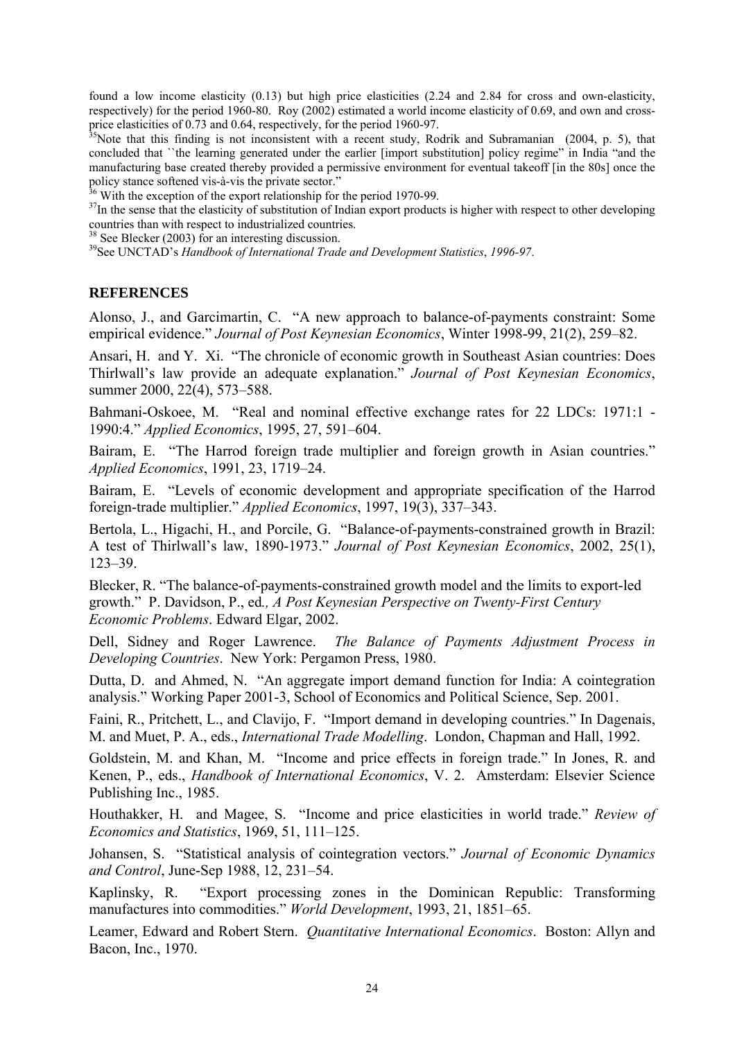found a low income elasticity (0.13) but high price elasticities (2.24 and 2.84 for cross and own-elasticity, respectively) for the period 1960-80. Roy (2002) estimated a world income elasticity of 0.69, and own and cross-price elasticities of 0.73 and 0.64, respectively, for the period 1960-97.

[35]Note that this finding is not inconsistent with a recent study, Rodrik and Subramanian (2004, p. 5), that concluded that ``the learning generated under the earlier [import substitution] policy regime" in India "and the manufacturing base created thereby provided a permissive environment for eventual takeoff [in the 80s] once the policy stance softened vis-à-vis the private sector."

[36] With the exception of the export relationship for the period 1970-99.

[37]In the sense that the elasticity of substitution of Indian export products is higher with respect to other developing countries than with respect to industrialized countries.

[38] See Blecker (2003) for an interesting discussion.

[39]See UNCTAD's *Handbook of International Trade and Development Statistics*, *1996-97*.

## REFERENCES

Alonso, J., and Garcimartin, C. "A new approach to balance-of-payments constraint: Some empirical evidence." *Journal of Post Keynesian Economics*, Winter 1998-99, 21(2), 259–82.

Ansari, H. and Y. Xi. "The chronicle of economic growth in Southeast Asian countries: Does Thirlwall's law provide an adequate explanation." *Journal of Post Keynesian Economics*, summer 2000, 22(4), 573–588.

Bahmani-Oskoee, M. "Real and nominal effective exchange rates for 22 LDCs: 1971:1 - 1990:4." *Applied Economics*, 1995, 27, 591–604.

Bairam, E. "The Harrod foreign trade multiplier and foreign growth in Asian countries." *Applied Economics*, 1991, 23, 1719–24.

Bairam, E. "Levels of economic development and appropriate specification of the Harrod foreign-trade multiplier." *Applied Economics*, 1997, 19(3), 337–343.

Bertola, L., Higachi, H., and Porcile, G. "Balance-of-payments-constrained growth in Brazil: A test of Thirlwall's law, 1890-1973." *Journal of Post Keynesian Economics*, 2002, 25(1), 123–39.

Blecker, R. "The balance-of-payments-constrained growth model and the limits to export-led growth." P. Davidson, P., ed*., A Post Keynesian Perspective on Twenty-First Century Economic Problems*. Edward Elgar, 2002.

Dell, Sidney and Roger Lawrence. *The Balance of Payments Adjustment Process in Developing Countries*. New York: Pergamon Press, 1980.

Dutta, D. and Ahmed, N. "An aggregate import demand function for India: A cointegration analysis." Working Paper 2001-3, School of Economics and Political Science, Sep. 2001.

Faini, R., Pritchett, L., and Clavijo, F. "Import demand in developing countries." In Dagenais, M. and Muet, P. A., eds., *International Trade Modelling*. London, Chapman and Hall, 1992.

Goldstein, M. and Khan, M. "Income and price effects in foreign trade." In Jones, R. and Kenen, P., eds., *Handbook of International Economics*, V. 2. Amsterdam: Elsevier Science Publishing Inc., 1985.

Houthakker, H. and Magee, S. "Income and price elasticities in world trade." *Review of Economics and Statistics*, 1969, 51, 111–125.

Johansen, S. "Statistical analysis of cointegration vectors." *Journal of Economic Dynamics and Control*, June-Sep 1988, 12, 231–54.

Kaplinsky, R. "Export processing zones in the Dominican Republic: Transforming manufactures into commodities." *World Development*, 1993, 21, 1851–65.

Leamer, Edward and Robert Stern. *Quantitative International Economics*. Boston: Allyn and Bacon, Inc., 1970.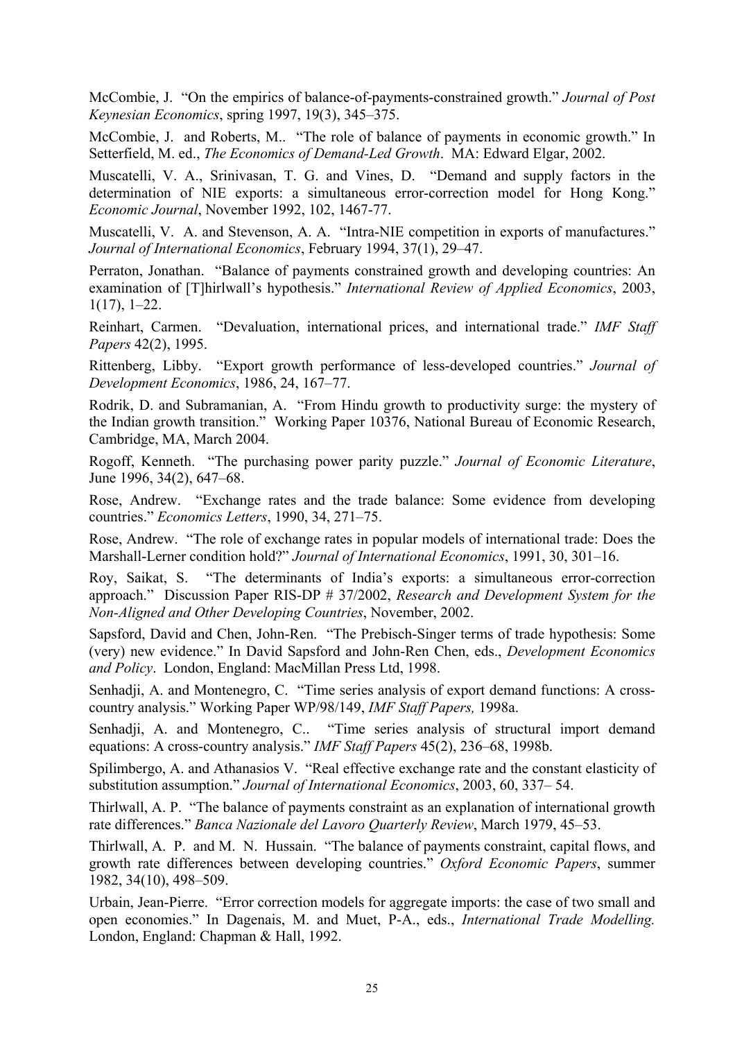McCombie, J. "On the empirics of balance-of-payments-constrained growth." *Journal of Post Keynesian Economics*, spring 1997, 19(3), 345–375.

McCombie, J. and Roberts, M.. "The role of balance of payments in economic growth." In Setterfield, M. ed., *The Economics of Demand-Led Growth*. MA: Edward Elgar, 2002.

Muscatelli, V. A., Srinivasan, T. G. and Vines, D. "Demand and supply factors in the determination of NIE exports: a simultaneous error-correction model for Hong Kong." *Economic Journal*, November 1992, 102, 1467-77.

Muscatelli, V. A. and Stevenson, A. A. "Intra-NIE competition in exports of manufactures." *Journal of International Economics*, February 1994, 37(1), 29–47.

Perraton, Jonathan. "Balance of payments constrained growth and developing countries: An examination of [T]hirlwall's hypothesis." *International Review of Applied Economics*, 2003, 1(17), 1–22.

Reinhart, Carmen. "Devaluation, international prices, and international trade." *IMF Staff Papers* 42(2), 1995.

Rittenberg, Libby. "Export growth performance of less-developed countries." *Journal of Development Economics*, 1986, 24, 167–77.

Rodrik, D. and Subramanian, A. "From Hindu growth to productivity surge: the mystery of the Indian growth transition." Working Paper 10376, National Bureau of Economic Research, Cambridge, MA, March 2004.

Rogoff, Kenneth. "The purchasing power parity puzzle." *Journal of Economic Literature*, June 1996, 34(2), 647–68.

Rose, Andrew. "Exchange rates and the trade balance: Some evidence from developing countries." *Economics Letters*, 1990, 34, 271–75.

Rose, Andrew. "The role of exchange rates in popular models of international trade: Does the Marshall-Lerner condition hold?" *Journal of International Economics*, 1991, 30, 301–16.

Roy, Saikat, S. "The determinants of India's exports: a simultaneous error-correction approach." Discussion Paper RIS-DP # 37/2002, *Research and Development System for the Non-Aligned and Other Developing Countries*, November, 2002.

Sapsford, David and Chen, John-Ren. "The Prebisch-Singer terms of trade hypothesis: Some (very) new evidence." In David Sapsford and John-Ren Chen, eds., *Development Economics and Policy*. London, England: MacMillan Press Ltd, 1998.

Senhadji, A. and Montenegro, C. "Time series analysis of export demand functions: A cross-country analysis." Working Paper WP/98/149, *IMF Staff Papers,* 1998a.

Senhadji, A. and Montenegro, C.. "Time series analysis of structural import demand equations: A cross-country analysis." *IMF Staff Papers* 45(2), 236–68, 1998b.

Spilimbergo, A. and Athanasios V. "Real effective exchange rate and the constant elasticity of substitution assumption." *Journal of International Economics*, 2003, 60, 337– 54.

Thirlwall, A. P. "The balance of payments constraint as an explanation of international growth rate differences." *Banca Nazionale del Lavoro Quarterly Review*, March 1979, 45–53.

Thirlwall, A. P. and M. N. Hussain. "The balance of payments constraint, capital flows, and growth rate differences between developing countries." *Oxford Economic Papers*, summer 1982, 34(10), 498–509.

Urbain, Jean-Pierre. "Error correction models for aggregate imports: the case of two small and open economies." In Dagenais, M. and Muet, P-A., eds., *International Trade Modelling.* London, England: Chapman & Hall, 1992.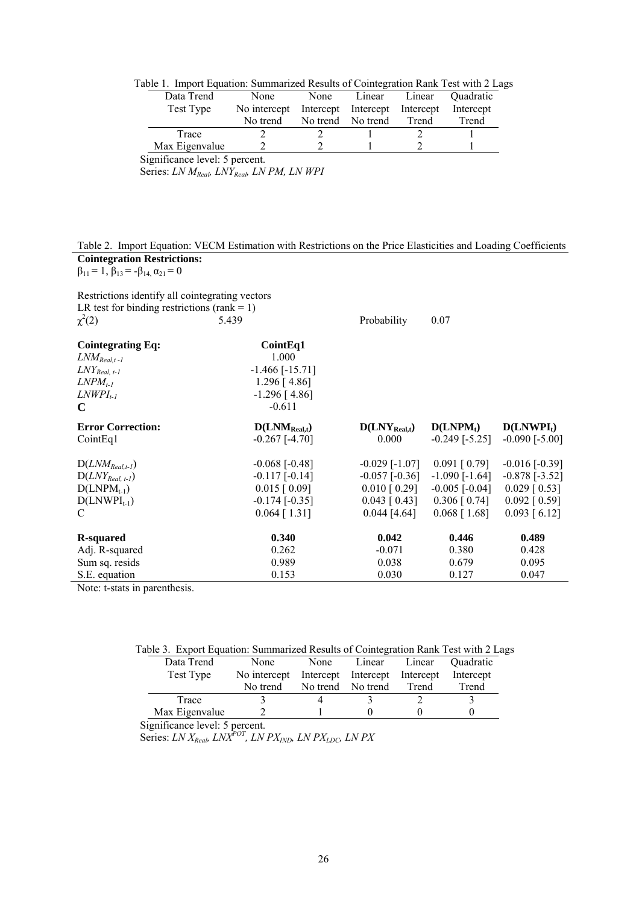Table 1. Import Equation: Summarized Results of Cointegration Rank Test with 2 Lags

| Data Trend | None | None | Linear | Linear | Quadratic |
|---|---|---|---|---|---|
| Test Type | No intercept No trend | Intercept No trend | Intercept No trend | Intercept Trend | Intercept Trend |
| Trace | 2 | 2 | 1 | 2 | 1 |
| Max Eigenvalue | 2 | 2 | 1 | 2 | 1 |

Significance level: 5 percent.
Series: $LN\ M_{Real}$, $LNY_{Real}$, $LN\ PM$, $LN\ WPI$

Table 2. Import Equation: VECM Estimation with Restrictions on the Price Elasticities and Loading Coefficients

**Cointegration Restrictions:**
$\beta_{11} = 1$, $\beta_{13} = -\beta_{14}$, $\alpha_{21} = 0$

Restrictions identify all cointegrating vectors
LR test for binding restrictions (rank = 1)

| | | | | |
|---|---|---|---|---|
| $\chi^2(2)$ | 5.439 | Probability | 0.07 | |
| **Cointegrating Eq:** | **CointEq1** | | | |
| $LNM_{Real,t-1}$ | 1.000 | | | |
| $LNY_{Real,\ t-1}$ | -1.466 [-15.71] | | | |
| $LNPM_{t-1}$ | 1.296 [ 4.86] | | | |
| $LNWPI_{t-1}$ | -1.296 [ 4.86] | | | |
| **C** | -0.611 | | | |
| **Error Correction:** | **$D(LNM_{Real,t})$** | **$D(LNY_{Real,t})$** | **$D(LNPM_t)$** | **$D(LNWPI_t)$** |
| CointEq1 | -0.267 [-4.70] | 0.000 | -0.249 [-5.25] | -0.090 [-5.00] |
| $D(LNM_{Real,t-1})$ | -0.068 [-0.48] | -0.029 [-1.07] | 0.091 [ 0.79] | -0.016 [-0.39] |
| $D(LNY_{Real,\ t-1})$ | -0.117 [-0.14] | -0.057 [-0.36] | -1.090 [-1.64] | -0.878 [-3.52] |
| $D(LNPM_{t-1})$ | 0.015 [ 0.09] | 0.010 [ 0.29] | -0.005 [-0.04] | 0.029 [ 0.53] |
| $D(LNWPI_{t-1})$ | -0.174 [-0.35] | 0.043 [ 0.43] | 0.306 [ 0.74] | 0.092 [ 0.59] |
| C | 0.064 [ 1.31] | 0.044 [4.64] | 0.068 [ 1.68] | 0.093 [ 6.12] |
| **R-squared** | **0.340** | **0.042** | **0.446** | **0.489** |
| Adj. R-squared | 0.262 | -0.071 | 0.380 | 0.428 |
| Sum sq. resids | 0.989 | 0.038 | 0.679 | 0.095 |
| S.E. equation | 0.153 | 0.030 | 0.127 | 0.047 |

Note: t-stats in parenthesis.

Table 3. Export Equation: Summarized Results of Cointegration Rank Test with 2 Lags

| Data Trend | None | None | Linear | Linear | Quadratic |
|---|---|---|---|---|---|
| Test Type | No intercept No trend | Intercept No trend | Intercept No trend | Intercept Trend | Intercept Trend |
| Trace | 3 | 4 | 3 | 2 | 3 |
| Max Eigenvalue | 2 | 1 | 0 | 0 | 0 |

Significance level: 5 percent.
Series: $LN\ X_{Real}$, $LNX^{POT}$, $LN\ PX_{IND}$, $LN\ PX_{LDC}$, $LN\ PX$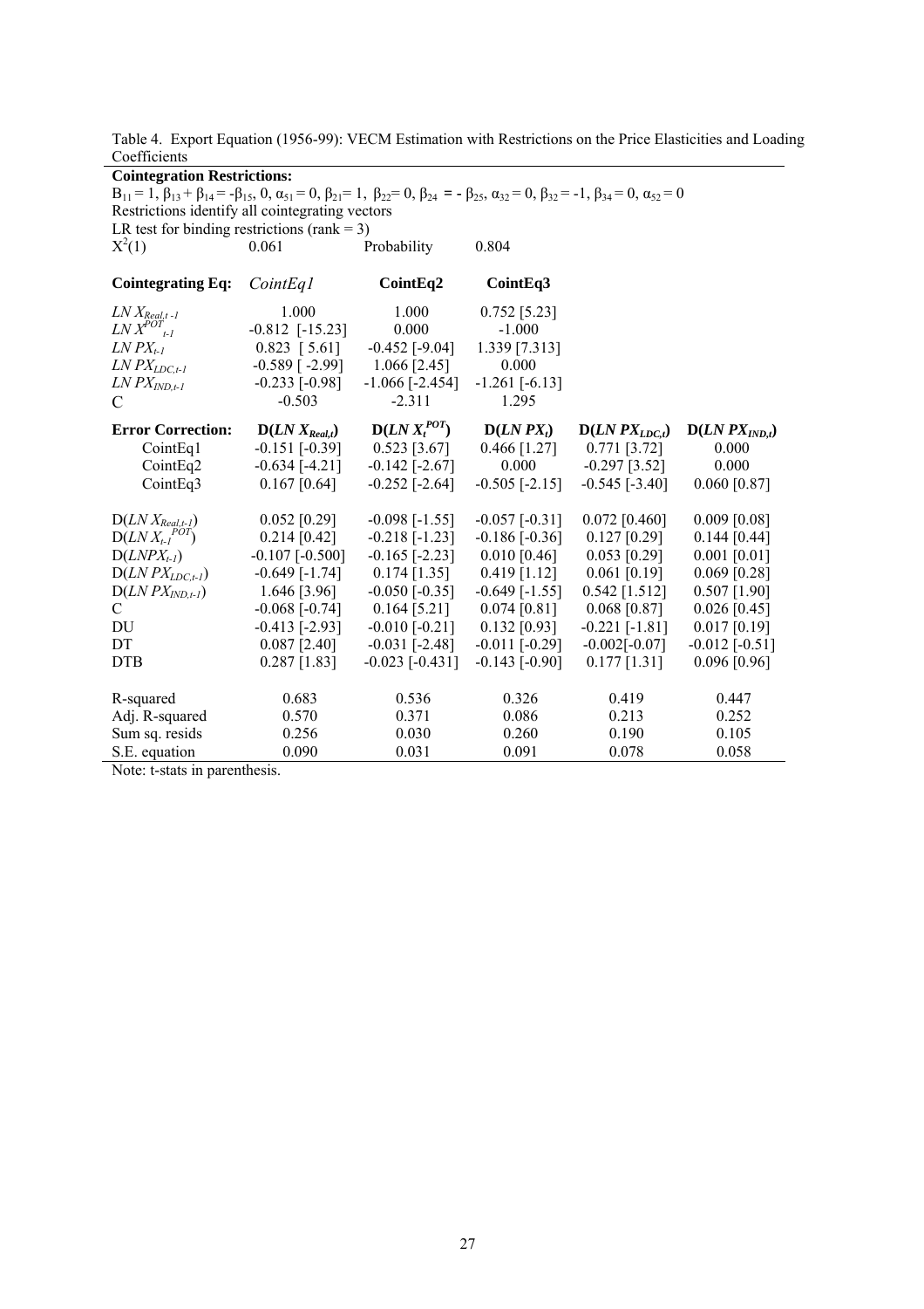Table 4. Export Equation (1956-99): VECM Estimation with Restrictions on the Price Elasticities and Loading Coefficients

**Cointegration Restrictions:**

$B_{11} = 1$, $\beta_{13} + \beta_{14} = -\beta_{15}$, 0, $\alpha_{51} = 0$, $\beta_{21} = 1$, $\beta_{22} = 0$, $\beta_{24} = -\beta_{25}$, $\alpha_{32} = 0$, $\beta_{32} = -1$, $\beta_{34} = 0$, $\alpha_{52} = 0$

Restrictions identify all cointegrating vectors

LR test for binding restrictions (rank = 3)

| $X^2(1)$ | 0.061 | Probability | 0.804 | | |
|---|---|---|---|---|---|
| **Cointegrating Eq:** | *CointEq1* | **CointEq2** | **CointEq3** | | |
| $LN\,X_{Real,t-1}$ | 1.000 | 1.000 | 0.752 [5.23] | | |
| $LN\,X^{POT}_{t-1}$ | -0.812 [-15.23] | 0.000 | -1.000 | | |
| $LN\,PX_{t-1}$ | 0.823 [ 5.61] | -0.452 [-9.04] | 1.339 [7.313] | | |
| $LN\,PX_{LDC,t-1}$ | -0.589 [ -2.99] | 1.066 [2.45] | 0.000 | | |
| $LN\,PX_{IND,t-1}$ | -0.233 [-0.98] | -1.066 [-2.454] | -1.261 [-6.13] | | |
| C | -0.503 | -2.311 | 1.295 | | |
| **Error Correction:** | $\mathbf{D(LN\,X_{Real,t})}$ | $\mathbf{D(LN\,X_t^{POT})}$ | $\mathbf{D(LN\,PX_t)}$ | $\mathbf{D(LN\,PX_{LDC,t})}$ | $\mathbf{D(LN\,PX_{IND,t})}$ |
| CointEq1 | -0.151 [-0.39] | 0.523 [3.67] | 0.466 [1.27] | 0.771 [3.72] | 0.000 |
| CointEq2 | -0.634 [-4.21] | -0.142 [-2.67] | 0.000 | -0.297 [3.52] | 0.000 |
| CointEq3 | 0.167 [0.64] | -0.252 [-2.64] | -0.505 [-2.15] | -0.545 [-3.40] | 0.060 [0.87] |
| $D(LN\,X_{Real,t-1})$ | 0.052 [0.29] | -0.098 [-1.55] | -0.057 [-0.31] | 0.072 [0.460] | 0.009 [0.08] |
| $D(LN\,X_{t-1}^{POT})$ | 0.214 [0.42] | -0.218 [-1.23] | -0.186 [-0.36] | 0.127 [0.29] | 0.144 [0.44] |
| $D(LNPX_{t-1})$ | -0.107 [-0.500] | -0.165 [-2.23] | 0.010 [0.46] | 0.053 [0.29] | 0.001 [0.01] |
| $D(LN\,PX_{LDC,t-1})$ | -0.649 [-1.74] | 0.174 [1.35] | 0.419 [1.12] | 0.061 [0.19] | 0.069 [0.28] |
| $D(LN\,PX_{IND,t-1})$ | 1.646 [3.96] | -0.050 [-0.35] | -0.649 [-1.55] | 0.542 [1.512] | 0.507 [1.90] |
| C | -0.068 [-0.74] | 0.164 [5.21] | 0.074 [0.81] | 0.068 [0.87] | 0.026 [0.45] |
| DU | -0.413 [-2.93] | -0.010 [-0.21] | 0.132 [0.93] | -0.221 [-1.81] | 0.017 [0.19] |
| DT | 0.087 [2.40] | -0.031 [-2.48] | -0.011 [-0.29] | -0.002[-0.07] | -0.012 [-0.51] |
| DTB | 0.287 [1.83] | -0.023 [-0.431] | -0.143 [-0.90] | 0.177 [1.31] | 0.096 [0.96] |
| R-squared | 0.683 | 0.536 | 0.326 | 0.419 | 0.447 |
| Adj. R-squared | 0.570 | 0.371 | 0.086 | 0.213 | 0.252 |
| Sum sq. resids | 0.256 | 0.030 | 0.260 | 0.190 | 0.105 |
| S.E. equation | 0.090 | 0.031 | 0.091 | 0.078 | 0.058 |

Note: t-stats in parenthesis.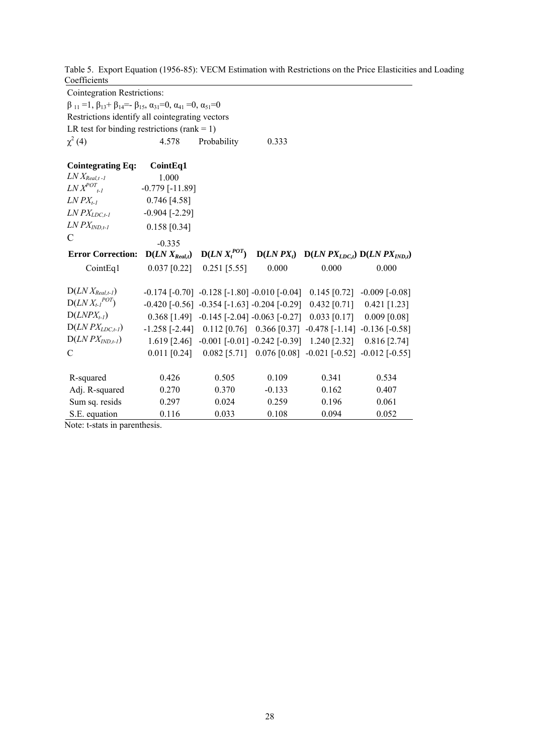Table 5. Export Equation (1956-85): VECM Estimation with Restrictions on the Price Elasticities and Loading Coefficients

Cointegration Restrictions:

$\beta_{11}=1$, $\beta_{13}+\beta_{14}=-\beta_{15}$, $\alpha_{31}=0$, $\alpha_{41}=0$, $\alpha_{51}=0$

Restrictions identify all cointegrating vectors

LR test for binding restrictions (rank = 1)

| $\chi^2(4)$ | 4.578 | Probability | 0.333 |
|---|---|---|---|

| **Cointegrating Eq:** | **CointEq1** | | | | |
|---|---|---|---|---|---|
| $LN\,X_{Real,t-1}$ | 1.000 | | | | |
| $LN\,X^{POT}_{t-1}$ | -0.779 [-11.89] | | | | |
| $LN\,PX_{t-1}$ | 0.746 [4.58] | | | | |
| $LN\,PX_{LDC,t-1}$ | -0.904 [-2.29] | | | | |
| $LN\,PX_{IND,t-1}$ | 0.158 [0.34] | | | | |
| C | -0.335 | | | | |
| **Error Correction:** | **$D(LN\,X_{Real,t})$** | **$D(LN\,X^{POT}_t)$** | **$D(LN\,PX_t)$** | **$D(LN\,PX_{LDC,t})$** | **$D(LN\,PX_{IND,t})$** |
| CointEq1 | 0.037 [0.22] | 0.251 [5.55] | 0.000 | 0.000 | 0.000 |
| $D(LN\,X_{Real,t-1})$ | -0.174 [-0.70] | -0.128 [-1.80] | -0.010 [-0.04] | 0.145 [0.72] | -0.009 [-0.08] |
| $D(LN\,X^{POT}_{t-1})$ | -0.420 [-0.56] | -0.354 [-1.63] | -0.204 [-0.29] | 0.432 [0.71] | 0.421 [1.23] |
| $D(LNPX_{t-1})$ | 0.368 [1.49] | -0.145 [-2.04] | -0.063 [-0.27] | 0.033 [0.17] | 0.009 [0.08] |
| $D(LN\,PX_{LDC,t-1})$ | -1.258 [-2.44] | 0.112 [0.76] | 0.366 [0.37] | -0.478 [-1.14] | -0.136 [-0.58] |
| $D(LN\,PX_{IND,t-1})$ | 1.619 [2.46] | -0.001 [-0.01] | -0.242 [-0.39] | 1.240 [2.32] | 0.816 [2.74] |
| C | 0.011 [0.24] | 0.082 [5.71] | 0.076 [0.08] | -0.021 [-0.52] | -0.012 [-0.55] |
| R-squared | 0.426 | 0.505 | 0.109 | 0.341 | 0.534 |
| Adj. R-squared | 0.270 | 0.370 | -0.133 | 0.162 | 0.407 |
| Sum sq. resids | 0.297 | 0.024 | 0.259 | 0.196 | 0.061 |
| S.E. equation | 0.116 | 0.033 | 0.108 | 0.094 | 0.052 |

Note: t-stats in parenthesis.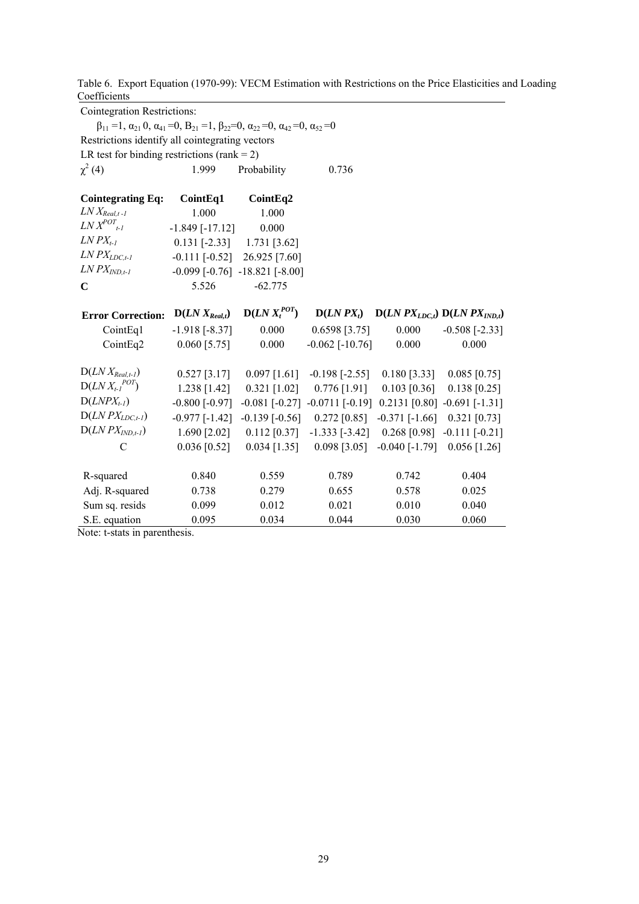Table 6. Export Equation (1970-99): VECM Estimation with Restrictions on the Price Elasticities and Loading Coefficients

Cointegration Restrictions:

$\beta_{11} = 1$, $\alpha_{21}$ 0, $\alpha_{41} = 0$, $B_{21} = 1$, $\beta_{22} = 0$, $\alpha_{22} = 0$, $\alpha_{42} = 0$, $\alpha_{52} = 0$

Restrictions identify all cointegrating vectors

LR test for binding restrictions (rank = 2)

| $\chi^2$ (4) | 1.999 | Probability | 0.736 |
|---|---|---|---|

| **Cointegrating Eq:** | **CointEq1** | **CointEq2** |
|---|---|---|
| $LN\,X_{Real,t-1}$ | 1.000 | 1.000 |
| $LN\,X^{POT}_{t-1}$ | -1.849 [-17.12] | 0.000 |
| $LN\,PX_{t-1}$ | 0.131 [-2.33] | 1.731 [3.62] |
| $LN\,PX_{LDC,t-1}$ | -0.111 [-0.52] | 26.925 [7.60] |
| $LN\,PX_{IND,t-1}$ | -0.099 [-0.76] | -18.821 [-8.00] |
| **C** | 5.526 | -62.775 |

| **Error Correction:** | $D(LN\,X_{Real,t})$ | $D(LN\,X_t^{POT})$ | $D(LN\,PX_t)$ | $D(LN\,PX_{LDC,t})$ | $D(LN\,PX_{IND,t})$ |
|---|---|---|---|---|---|
| CointEq1 | -1.918 [-8.37] | 0.000 | 0.6598 [3.75] | 0.000 | -0.508 [-2.33] |
| CointEq2 | 0.060 [5.75] | 0.000 | -0.062 [-10.76] | 0.000 | 0.000 |
| $D(LN\,X_{Real,t-1})$ | 0.527 [3.17] | 0.097 [1.61] | -0.198 [-2.55] | 0.180 [3.33] | 0.085 [0.75] |
| $D(LN\,X_{t-1}^{POT})$ | 1.238 [1.42] | 0.321 [1.02] | 0.776 [1.91] | 0.103 [0.36] | 0.138 [0.25] |
| $D(LNPX_{t-1})$ | -0.800 [-0.97] | -0.081 [-0.27] | -0.0711 [-0.19] | 0.2131 [0.80] | -0.691 [-1.31] |
| $D(LN\,PX_{LDC,t-1})$ | -0.977 [-1.42] | -0.139 [-0.56] | 0.272 [0.85] | -0.371 [-1.66] | 0.321 [0.73] |
| $D(LN\,PX_{IND,t-1})$ | 1.690 [2.02] | 0.112 [0.37] | -1.333 [-3.42] | 0.268 [0.98] | -0.111 [-0.21] |
| C | 0.036 [0.52] | 0.034 [1.35] | 0.098 [3.05] | -0.040 [-1.79] | 0.056 [1.26] |
| R-squared | 0.840 | 0.559 | 0.789 | 0.742 | 0.404 |
| Adj. R-squared | 0.738 | 0.279 | 0.655 | 0.578 | 0.025 |
| Sum sq. resids | 0.099 | 0.012 | 0.021 | 0.010 | 0.040 |
| S.E. equation | 0.095 | 0.034 | 0.044 | 0.030 | 0.060 |

Note: t-stats in parenthesis.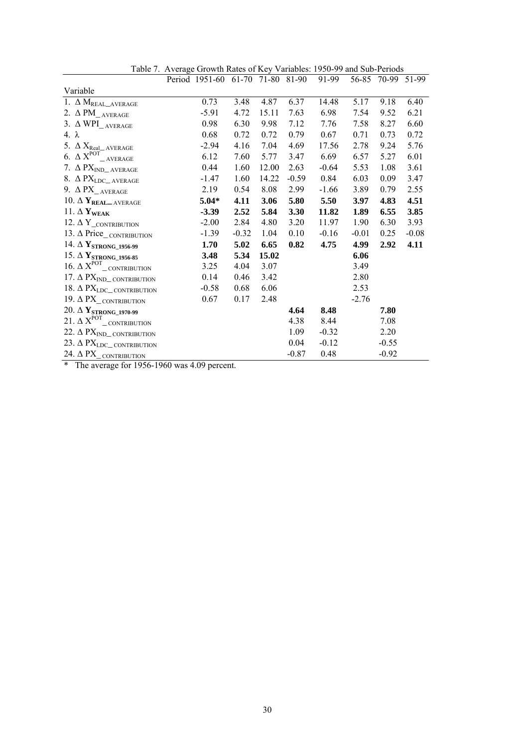Table 7. Average Growth Rates of Key Variables: 1950-99 and Sub-Periods

| Variable | Period 1951-60 | 61-70 | 71-80 | 81-90 | 91-99 | 56-85 | 70-99 | 51-99 |
|---|---|---|---|---|---|---|---|---|
| 1. $\Delta$ $M_{REAL\_AVERAGE}$ | 0.73 | 3.48 | 4.87 | 6.37 | 14.48 | 5.17 | 9.18 | 6.40 |
| 2. $\Delta$ $PM_{\_AVERAGE}$ | -5.91 | 4.72 | 15.11 | 7.63 | 6.98 | 7.54 | 9.52 | 6.21 |
| 3. $\Delta$ $WPI_{\_AVERAGE}$ | 0.98 | 6.30 | 9.98 | 7.12 | 7.76 | 7.58 | 8.27 | 6.60 |
| 4. $\lambda$ | 0.68 | 0.72 | 0.72 | 0.79 | 0.67 | 0.71 | 0.73 | 0.72 |
| 5. $\Delta$ $X_{Real\_AVERAGE}$ | -2.94 | 4.16 | 7.04 | 4.69 | 17.56 | 2.78 | 9.24 | 5.76 |
| 6. $\Delta$ $X^{POT}{}_{\_AVERAGE}$ | 6.12 | 7.60 | 5.77 | 3.47 | 6.69 | 6.57 | 5.27 | 6.01 |
| 7. $\Delta$ $PX_{IND\_AVERAGE}$ | 0.44 | 1.60 | 12.00 | 2.63 | -0.64 | 5.53 | 1.08 | 3.61 |
| 8. $\Delta$ $PX_{LDC\_AVERAGE}$ | -1.47 | 1.60 | 14.22 | -0.59 | 0.84 | 6.03 | 0.09 | 3.47 |
| 9. $\Delta$ $PX_{\_AVERAGE}$ | 2.19 | 0.54 | 8.08 | 2.99 | -1.66 | 3.89 | 0.79 | 2.55 |
| 10. $\Delta$ $\mathbf{Y_{REAL\_AVERAGE}}$ | **5.04*** | **4.11** | **3.06** | **5.80** | **5.50** | **3.97** | **4.83** | **4.51** |
| 11. $\Delta$ $\mathbf{Y_{WEAK}}$ | **-3.39** | **2.52** | **5.84** | **3.30** | **11.82** | **1.89** | **6.55** | **3.85** |
| 12. $\Delta$ $Y_{\_CONTRIBUTION}$ | -2.00 | 2.84 | 4.80 | 3.20 | 11.97 | 1.90 | 6.30 | 3.93 |
| 13. $\Delta$ $Price_{\_CONTRIBUTION}$ | -1.39 | -0.32 | 1.04 | 0.10 | -0.16 | -0.01 | 0.25 | -0.08 |
| 14. $\Delta$ $\mathbf{Y_{STRONG\_1956\text{-}99}}$ | **1.70** | **5.02** | **6.65** | **0.82** | **4.75** | **4.99** | **2.92** | **4.11** |
| 15. $\Delta$ $\mathbf{Y_{STRONG\_1956\text{-}85}}$ | **3.48** | **5.34** | **15.02** | | | **6.06** | | |
| 16. $\Delta$ $X^{POT}{}_{\_CONTRIBUTION}$ | 3.25 | 4.04 | 3.07 | | | 3.49 | | |
| 17. $\Delta$ $PX_{IND\_CONTRIBUTION}$ | 0.14 | 0.46 | 3.42 | | | 2.80 | | |
| 18. $\Delta$ $PX_{LDC\_CONTRIBUTION}$ | -0.58 | 0.68 | 6.06 | | | 2.53 | | |
| 19. $\Delta$ $PX_{\_CONTRIBUTION}$ | 0.67 | 0.17 | 2.48 | | | -2.76 | | |
| 20. $\Delta$ $\mathbf{Y_{STRONG\_1970\text{-}99}}$ | | | | **4.64** | **8.48** | | **7.80** | |
| 21. $\Delta$ $X^{POT}{}_{\_CONTRIBUTION}$ | | | | 4.38 | 8.44 | | 7.08 | |
| 22. $\Delta$ $PX_{IND\_CONTRIBUTION}$ | | | | 1.09 | -0.32 | | 2.20 | |
| 23. $\Delta$ $PX_{LDC\_CONTRIBUTION}$ | | | | 0.04 | -0.12 | | -0.55 | |
| 24. $\Delta$ $PX_{\_CONTRIBUTION}$ | | | | -0.87 | 0.48 | | -0.92 | |

\* The average for 1956-1960 was 4.09 percent.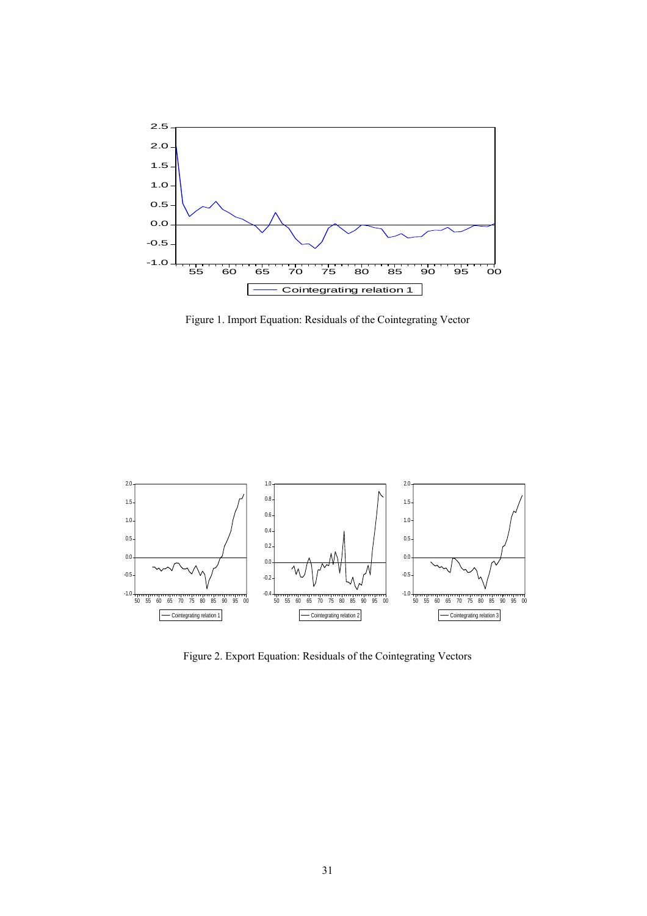2.5
2.0
1.5
1.0
0.5
0.0
-0.5
-1.0
55 60 65 70 75 80 85 90 95 00
Cointegrating relation 1

Figure 1. Import Equation: Residuals of the Cointegrating Vector

2.0
1.5
1.0
0.5
0.0
-0.5
-1.0
50 55 60 65 70 75 80 85 90 95 00
Cointegrating relation 1

1.0
0.8
0.6
0.4
0.2
0.0
-0.2
-0.4
50 55 60 65 70 75 80 85 90 95 00
Cointegrating relation 2

2.0
1.5
1.0
0.5
0.0
-0.5
-1.0
50 55 60 65 70 75 80 85 90 95 00
Cointegrating relation 3

Figure 2. Export Equation: Residuals of the Cointegrating Vectors